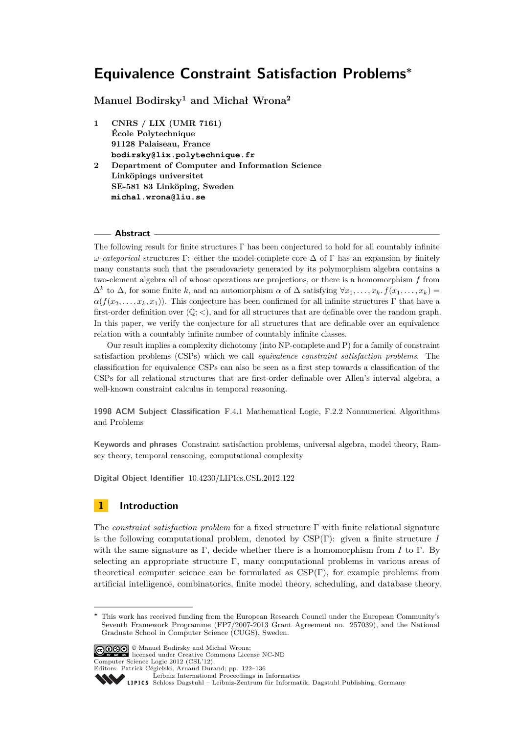# Equivalence Constraint Satisfaction Problems*

**Manuel Bodirsky[1] and Michał Wrona[2]**

**1 CNRS / LIX (UMR 7161)**
**École Polytechnique**
**91128 Palaiseau, France**
**bodirsky@lix.polytechnique.fr**

**2 Department of Computer and Information Science**
**Linköpings universitet**
**SE-581 83 Linköping, Sweden**
**michal.wrona@liu.se**

## Abstract

The following result for finite structures $\Gamma$ has been conjectured to hold for all countably infinite *ω-categorical* structures $\Gamma$: either the model-complete core $\Delta$ of $\Gamma$ has an expansion by finitely many constants such that the pseudovariety generated by its polymorphism algebra contains a two-element algebra all of whose operations are projections, or there is a homomorphism $f$ from $\Delta^k$ to $\Delta$, for some finite $k$, and an automorphism $\alpha$ of $\Delta$ satisfying $\forall x_1, \ldots, x_k. f(x_1, \ldots, x_k) = \alpha(f(x_2, \ldots, x_k, x_1))$. This conjecture has been confirmed for all infinite structures $\Gamma$ that have a first-order definition over $(\mathbb{Q}; <)$, and for all structures that are definable over the random graph. In this paper, we verify the conjecture for all structures that are definable over an equivalence relation with a countably infinite number of countably infinite classes.

Our result implies a complexity dichotomy (into NP-complete and P) for a family of constraint satisfaction problems (CSPs) which we call *equivalence constraint satisfaction problems*. The classification for equivalence CSPs can also be seen as a first step towards a classification of the CSPs for all relational structures that are first-order definable over Allen's interval algebra, a well-known constraint calculus in temporal reasoning.

**1998 ACM Subject Classification** F.4.1 Mathematical Logic, F.2.2 Nonnumerical Algorithms and Problems

**Keywords and phrases** Constraint satisfaction problems, universal algebra, model theory, Ramsey theory, temporal reasoning, computational complexity

**Digital Object Identifier** 10.4230/LIPIcs.CSL.2012.122

## 1 Introduction

The *constraint satisfaction problem* for a fixed structure $\Gamma$ with finite relational signature is the following computational problem, denoted by CSP($\Gamma$): given a finite structure $I$ with the same signature as $\Gamma$, decide whether there is a homomorphism from $I$ to $\Gamma$. By selecting an appropriate structure $\Gamma$, many computational problems in various areas of theoretical computer science can be formulated as CSP($\Gamma$), for example problems from artificial intelligence, combinatorics, finite model theory, scheduling, and database theory.

---

* This work has received funding from the European Research Council under the European Community's Seventh Framework Programme (FP7/2007-2013 Grant Agreement no. 257039), and the National Graduate School in Computer Science (CUGS), Sweden.

© Manuel Bodirsky and Michał Wrona; licensed under Creative Commons License NC-ND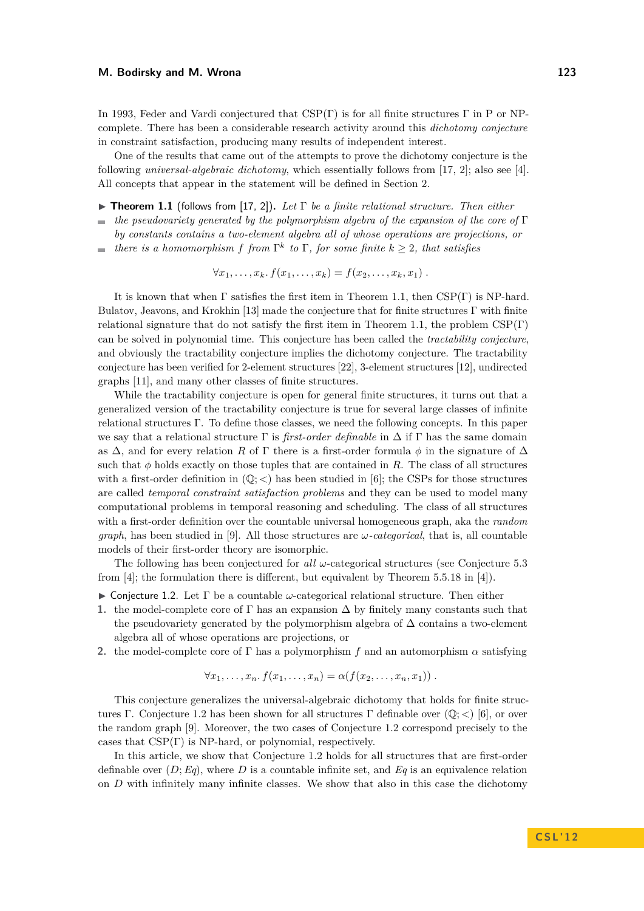In 1993, Feder and Vardi conjectured that CSP(Γ) is for all finite structures Γ in P or NP-complete. There has been a considerable research activity around this *dichotomy conjecture* in constraint satisfaction, producing many results of independent interest.

One of the results that came out of the attempts to prove the dichotomy conjecture is the following *universal-algebraic dichotomy*, which essentially follows from [17, 2]; also see [4]. All concepts that appear in the statement will be defined in Section 2.

▶ **Theorem 1.1** (follows from [17, 2])**.** *Let Γ be a finite relational structure. Then either*

- *the pseudovariety generated by the polymorphism algebra of the expansion of the core of Γ by constants contains a two-element algebra all of whose operations are projections, or*
- *there is a homomorphism $f$ from $\Gamma^k$ to Γ, for some finite $k \geq 2$, that satisfies*

$$\forall x_1, \ldots, x_k. \, f(x_1, \ldots, x_k) = f(x_2, \ldots, x_k, x_1) \, .$$

It is known that when Γ satisfies the first item in Theorem 1.1, then CSP(Γ) is NP-hard. Bulatov, Jeavons, and Krokhin [13] made the conjecture that for finite structures Γ with finite relational signature that do not satisfy the first item in Theorem 1.1, the problem CSP(Γ) can be solved in polynomial time. This conjecture has been called the *tractability conjecture*, and obviously the tractability conjecture implies the dichotomy conjecture. The tractability conjecture has been verified for 2-element structures [22], 3-element structures [12], undirected graphs [11], and many other classes of finite structures.

While the tractability conjecture is open for general finite structures, it turns out that a generalized version of the tractability conjecture is true for several large classes of infinite relational structures Γ. To define those classes, we need the following concepts. In this paper we say that a relational structure Γ is *first-order definable* in Δ if Γ has the same domain as Δ, and for every relation $R$ of Γ there is a first-order formula $\phi$ in the signature of Δ such that $\phi$ holds exactly on those tuples that are contained in $R$. The class of all structures with a first-order definition in $(\mathbb{Q}; <)$ has been studied in [6]; the CSPs for those structures are called *temporal constraint satisfaction problems* and they can be used to model many computational problems in temporal reasoning and scheduling. The class of all structures with a first-order definition over the countable universal homogeneous graph, aka the *random graph*, has been studied in [9]. All those structures are *ω-categorical*, that is, all countable models of their first-order theory are isomorphic.

The following has been conjectured for *all* ω-categorical structures (see Conjecture 5.3 from [4]; the formulation there is different, but equivalent by Theorem 5.5.18 in [4]).

▶ Conjecture 1.2. Let Γ be a countable ω-categorical relational structure. Then either

1. the model-complete core of Γ has an expansion Δ by finitely many constants such that the pseudovariety generated by the polymorphism algebra of Δ contains a two-element algebra all of whose operations are projections, or
2. the model-complete core of Γ has a polymorphism $f$ and an automorphism $\alpha$ satisfying

$$\forall x_1, \ldots, x_n. \, f(x_1, \ldots, x_n) = \alpha(f(x_2, \ldots, x_n, x_1)) \, .$$

This conjecture generalizes the universal-algebraic dichotomy that holds for finite structures Γ. Conjecture 1.2 has been shown for all structures Γ definable over $(\mathbb{Q}; <)$ [6], or over the random graph [9]. Moreover, the two cases of Conjecture 1.2 correspond precisely to the cases that CSP(Γ) is NP-hard, or polynomial, respectively.

In this article, we show that Conjecture 1.2 holds for all structures that are first-order definable over $(D; \mathit{Eq})$, where $D$ is a countable infinite set, and $\mathit{Eq}$ is an equivalence relation on $D$ with infinitely many infinite classes. We show that also in this case the dichotomy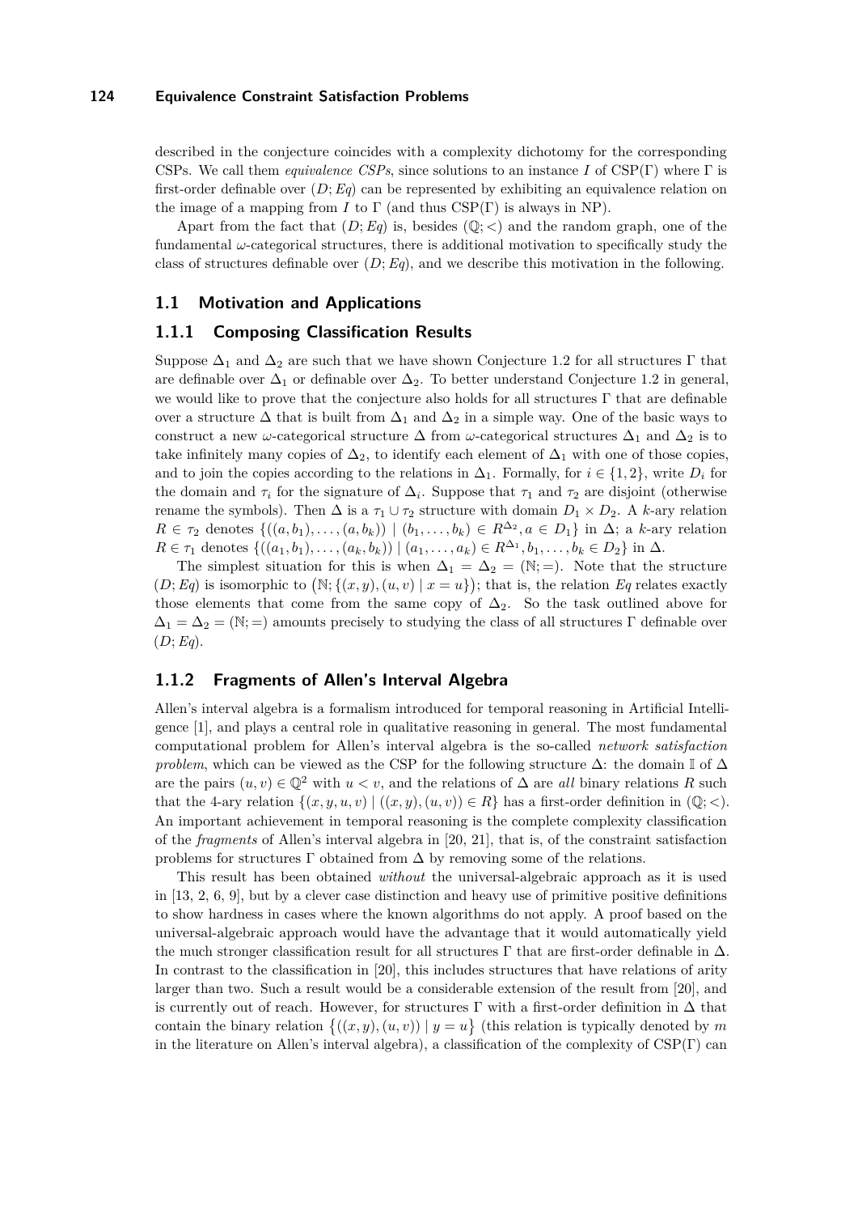described in the conjecture coincides with a complexity dichotomy for the corresponding CSPs. We call them *equivalence CSPs*, since solutions to an instance $I$ of $\mathrm{CSP}(\Gamma)$ where $\Gamma$ is first-order definable over $(D; Eq)$ can be represented by exhibiting an equivalence relation on the image of a mapping from $I$ to $\Gamma$ (and thus $\mathrm{CSP}(\Gamma)$ is always in NP).

Apart from the fact that $(D; Eq)$ is, besides $(\mathbb{Q}; <)$ and the random graph, one of the fundamental $\omega$-categorical structures, there is additional motivation to specifically study the class of structures definable over $(D; Eq)$, and we describe this motivation in the following.

## 1.1 Motivation and Applications

### 1.1.1 Composing Classification Results

Suppose $\Delta_1$ and $\Delta_2$ are such that we have shown Conjecture 1.2 for all structures $\Gamma$ that are definable over $\Delta_1$ or definable over $\Delta_2$. To better understand Conjecture 1.2 in general, we would like to prove that the conjecture also holds for all structures $\Gamma$ that are definable over a structure $\Delta$ that is built from $\Delta_1$ and $\Delta_2$ in a simple way. One of the basic ways to construct a new $\omega$-categorical structure $\Delta$ from $\omega$-categorical structures $\Delta_1$ and $\Delta_2$ is to take infinitely many copies of $\Delta_2$, to identify each element of $\Delta_1$ with one of those copies, and to join the copies according to the relations in $\Delta_1$. Formally, for $i \in \{1, 2\}$, write $D_i$ for the domain and $\tau_i$ for the signature of $\Delta_i$. Suppose that $\tau_1$ and $\tau_2$ are disjoint (otherwise rename the symbols). Then $\Delta$ is a $\tau_1 \cup \tau_2$ structure with domain $D_1 \times D_2$. A $k$-ary relation $R \in \tau_2$ denotes $\{((a, b_1), \ldots, (a, b_k)) \mid (b_1, \ldots, b_k) \in R^{\Delta_2}, a \in D_1\}$ in $\Delta$; a $k$-ary relation $R \in \tau_1$ denotes $\{((a_1, b_1), \ldots, (a_k, b_k)) \mid (a_1, \ldots, a_k) \in R^{\Delta_1}, b_1, \ldots, b_k \in D_2\}$ in $\Delta$.

The simplest situation for this is when $\Delta_1 = \Delta_2 = (\mathbb{N}; =)$. Note that the structure $(D; Eq)$ is isomorphic to $\big(\mathbb{N}; \{(x, y), (u, v) \mid x = u\}\big)$; that is, the relation $Eq$ relates exactly those elements that come from the same copy of $\Delta_2$. So the task outlined above for $\Delta_1 = \Delta_2 = (\mathbb{N}; =)$ amounts precisely to studying the class of all structures $\Gamma$ definable over $(D; Eq)$.

### 1.1.2 Fragments of Allen's Interval Algebra

Allen's interval algebra is a formalism introduced for temporal reasoning in Artificial Intelligence [1], and plays a central role in qualitative reasoning in general. The most fundamental computational problem for Allen's interval algebra is the so-called *network satisfaction problem*, which can be viewed as the CSP for the following structure $\Delta$: the domain $\mathbb{I}$ of $\Delta$ are the pairs $(u, v) \in \mathbb{Q}^2$ with $u < v$, and the relations of $\Delta$ are *all* binary relations $R$ such that the 4-ary relation $\{(x, y, u, v) \mid ((x, y), (u, v)) \in R\}$ has a first-order definition in $(\mathbb{Q}; <)$. An important achievement in temporal reasoning is the complete complexity classification of the *fragments* of Allen's interval algebra in [20, 21], that is, of the constraint satisfaction problems for structures $\Gamma$ obtained from $\Delta$ by removing some of the relations.

This result has been obtained *without* the universal-algebraic approach as it is used in [13, 2, 6, 9], but by a clever case distinction and heavy use of primitive positive definitions to show hardness in cases where the known algorithms do not apply. A proof based on the universal-algebraic approach would have the advantage that it would automatically yield the much stronger classification result for all structures $\Gamma$ that are first-order definable in $\Delta$. In contrast to the classification in [20], this includes structures that have relations of arity larger than two. Such a result would be a considerable extension of the result from [20], and is currently out of reach. However, for structures $\Gamma$ with a first-order definition in $\Delta$ that contain the binary relation $\big\{((x, y), (u, v)) \mid y = u\big\}$ (this relation is typically denoted by $m$ in the literature on Allen's interval algebra), a classification of the complexity of $\mathrm{CSP}(\Gamma)$ can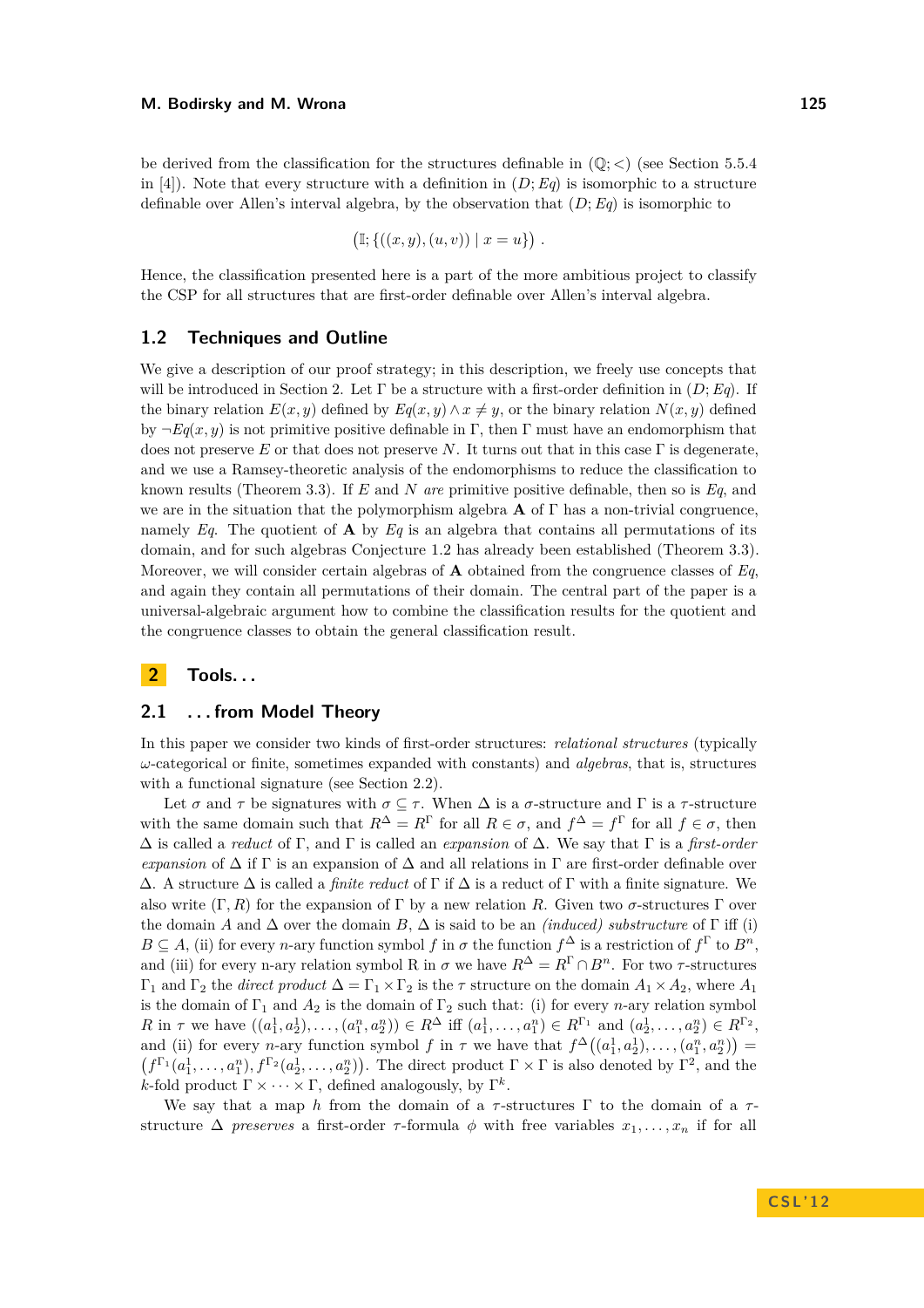be derived from the classification for the structures definable in $(\mathbb{Q}; <)$ (see Section 5.5.4 in [4]). Note that every structure with a definition in $(D; Eq)$ is isomorphic to a structure definable over Allen's interval algebra, by the observation that $(D; Eq)$ is isomorphic to

$$\big(\mathbb{I}; \{((x,y),(u,v)) \mid x = u\}\big) .$$

Hence, the classification presented here is a part of the more ambitious project to classify the CSP for all structures that are first-order definable over Allen's interval algebra.

## 1.2 Techniques and Outline

We give a description of our proof strategy; in this description, we freely use concepts that will be introduced in Section 2. Let $\Gamma$ be a structure with a first-order definition in $(D; Eq)$. If the binary relation $E(x,y)$ defined by $Eq(x,y) \wedge x \neq y$, or the binary relation $N(x,y)$ defined by $\neg Eq(x,y)$ is not primitive positive definable in $\Gamma$, then $\Gamma$ must have an endomorphism that does not preserve $E$ or that does not preserve $N$. It turns out that in this case $\Gamma$ is degenerate, and we use a Ramsey-theoretic analysis of the endomorphisms to reduce the classification to known results (Theorem 3.3). If $E$ and $N$ *are* primitive positive definable, then so is $Eq$, and we are in the situation that the polymorphism algebra $\mathbf{A}$ of $\Gamma$ has a non-trivial congruence, namely $Eq$. The quotient of $\mathbf{A}$ by $Eq$ is an algebra that contains all permutations of its domain, and for such algebras Conjecture 1.2 has already been established (Theorem 3.3). Moreover, we will consider certain algebras of $\mathbf{A}$ obtained from the congruence classes of $Eq$, and again they contain all permutations of their domain. The central part of the paper is a universal-algebraic argument how to combine the classification results for the quotient and the congruence classes to obtain the general classification result.

# 2 Tools...

## 2.1 ...from Model Theory

In this paper we consider two kinds of first-order structures: *relational structures* (typically $\omega$-categorical or finite, sometimes expanded with constants) and *algebras*, that is, structures with a functional signature (see Section 2.2).

Let $\sigma$ and $\tau$ be signatures with $\sigma \subseteq \tau$. When $\Delta$ is a $\sigma$-structure and $\Gamma$ is a $\tau$-structure with the same domain such that $R^\Delta = R^\Gamma$ for all $R \in \sigma$, and $f^\Delta = f^\Gamma$ for all $f \in \sigma$, then $\Delta$ is called a *reduct* of $\Gamma$, and $\Gamma$ is called an *expansion* of $\Delta$. We say that $\Gamma$ is a *first-order expansion* of $\Delta$ if $\Gamma$ is an expansion of $\Delta$ and all relations in $\Gamma$ are first-order definable over $\Delta$. A structure $\Delta$ is called a *finite reduct* of $\Gamma$ if $\Delta$ is a reduct of $\Gamma$ with a finite signature. We also write $(\Gamma, R)$ for the expansion of $\Gamma$ by a new relation $R$. Given two $\sigma$-structures $\Gamma$ over the domain $A$ and $\Delta$ over the domain $B$, $\Delta$ is said to be an *(induced) substructure* of $\Gamma$ iff (i) $B \subseteq A$, (ii) for every $n$-ary function symbol $f$ in $\sigma$ the function $f^\Delta$ is a restriction of $f^\Gamma$ to $B^n$, and (iii) for every n-ary relation symbol R in $\sigma$ we have $R^\Delta = R^\Gamma \cap B^n$. For two $\tau$-structures $\Gamma_1$ and $\Gamma_2$ the *direct product* $\Delta = \Gamma_1 \times \Gamma_2$ is the $\tau$ structure on the domain $A_1 \times A_2$, where $A_1$ is the domain of $\Gamma_1$ and $A_2$ is the domain of $\Gamma_2$ such that: (i) for every $n$-ary relation symbol $R$ in $\tau$ we have $((a_1^1, a_2^1), \ldots, (a_1^n, a_2^n)) \in R^\Delta$ iff $(a_1^1, \ldots, a_1^n) \in R^{\Gamma_1}$ and $(a_2^1, \ldots, a_2^n) \in R^{\Gamma_2}$, and (ii) for every $n$-ary function symbol $f$ in $\tau$ we have that $f^\Delta\big((a_1^1, a_2^1), \ldots, (a_1^n, a_2^n)\big) = \big(f^{\Gamma_1}(a_1^1, \ldots, a_1^n), f^{\Gamma_2}(a_2^1, \ldots, a_2^n)\big)$. The direct product $\Gamma \times \Gamma$ is also denoted by $\Gamma^2$, and the $k$-fold product $\Gamma \times \cdots \times \Gamma$, defined analogously, by $\Gamma^k$.

We say that a map $h$ from the domain of a $\tau$-structures $\Gamma$ to the domain of a $\tau$-structure $\Delta$ *preserves* a first-order $\tau$-formula $\phi$ with free variables $x_1, \ldots, x_n$ if for all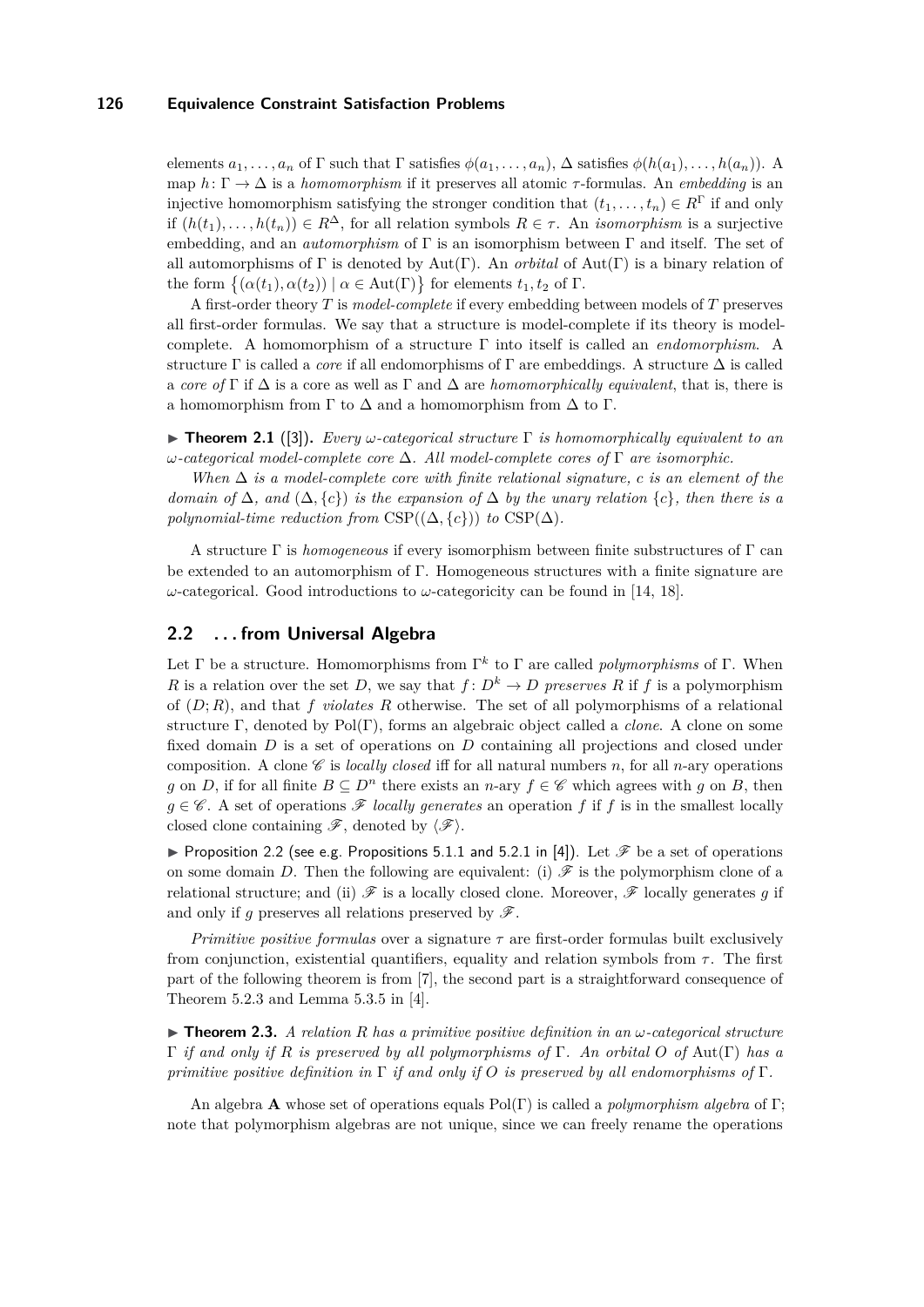elements $a_1, \ldots, a_n$ of $\Gamma$ such that $\Gamma$ satisfies $\phi(a_1, \ldots, a_n)$, $\Delta$ satisfies $\phi(h(a_1), \ldots, h(a_n))$. A map $h\colon \Gamma \to \Delta$ is a *homomorphism* if it preserves all atomic $\tau$-formulas. An *embedding* is an injective homomorphism satisfying the stronger condition that $(t_1, \ldots, t_n) \in R^\Gamma$ if and only if $(h(t_1), \ldots, h(t_n)) \in R^\Delta$, for all relation symbols $R \in \tau$. An *isomorphism* is a surjective embedding, and an *automorphism* of $\Gamma$ is an isomorphism between $\Gamma$ and itself. The set of all automorphisms of $\Gamma$ is denoted by $\text{Aut}(\Gamma)$. An *orbital* of $\text{Aut}(\Gamma)$ is a binary relation of the form $\{(\alpha(t_1), \alpha(t_2)) \mid \alpha \in \text{Aut}(\Gamma)\}$ for elements $t_1, t_2$ of $\Gamma$.

A first-order theory $T$ is *model-complete* if every embedding between models of $T$ preserves all first-order formulas. We say that a structure is model-complete if its theory is model-complete. A homomorphism of a structure $\Gamma$ into itself is called an *endomorphism*. A structure $\Gamma$ is called a *core* if all endomorphisms of $\Gamma$ are embeddings. A structure $\Delta$ is called a *core of* $\Gamma$ if $\Delta$ is a core as well as $\Gamma$ and $\Delta$ are *homomorphically equivalent*, that is, there is a homomorphism from $\Gamma$ to $\Delta$ and a homomorphism from $\Delta$ to $\Gamma$.

▶ **Theorem 2.1** ([3]). *Every $\omega$-categorical structure $\Gamma$ is homomorphically equivalent to an $\omega$-categorical model-complete core $\Delta$. All model-complete cores of $\Gamma$ are isomorphic.*

*When $\Delta$ is a model-complete core with finite relational signature, $c$ is an element of the domain of $\Delta$, and $(\Delta, \{c\})$ is the expansion of $\Delta$ by the unary relation $\{c\}$, then there is a polynomial-time reduction from* $\text{CSP}((\Delta, \{c\}))$ *to* $\text{CSP}(\Delta)$.

A structure $\Gamma$ is *homogeneous* if every isomorphism between finite substructures of $\Gamma$ can be extended to an automorphism of $\Gamma$. Homogeneous structures with a finite signature are $\omega$-categorical. Good introductions to $\omega$-categoricity can be found in [14, 18].

## 2.2 . . . from Universal Algebra

Let $\Gamma$ be a structure. Homomorphisms from $\Gamma^k$ to $\Gamma$ are called *polymorphisms* of $\Gamma$. When $R$ is a relation over the set $D$, we say that $f\colon D^k \to D$ *preserves* $R$ if $f$ is a polymorphism of $(D; R)$, and that $f$ *violates* $R$ otherwise. The set of all polymorphisms of a relational structure $\Gamma$, denoted by $\text{Pol}(\Gamma)$, forms an algebraic object called a *clone*. A clone on some fixed domain $D$ is a set of operations on $D$ containing all projections and closed under composition. A clone $\mathscr{C}$ is *locally closed* iff for all natural numbers $n$, for all $n$-ary operations $g$ on $D$, if for all finite $B \subseteq D^n$ there exists an $n$-ary $f \in \mathscr{C}$ which agrees with $g$ on $B$, then $g \in \mathscr{C}$. A set of operations $\mathscr{F}$ *locally generates* an operation $f$ if $f$ is in the smallest locally closed clone containing $\mathscr{F}$, denoted by $\langle \mathscr{F} \rangle$.

▶ Proposition 2.2 (see e.g. Propositions 5.1.1 and 5.2.1 in [4]). Let $\mathscr{F}$ be a set of operations on some domain $D$. Then the following are equivalent: (i) $\mathscr{F}$ is the polymorphism clone of a relational structure; and (ii) $\mathscr{F}$ is a locally closed clone. Moreover, $\mathscr{F}$ locally generates $g$ if and only if $g$ preserves all relations preserved by $\mathscr{F}$.

*Primitive positive formulas* over a signature $\tau$ are first-order formulas built exclusively from conjunction, existential quantifiers, equality and relation symbols from $\tau$. The first part of the following theorem is from [7], the second part is a straightforward consequence of Theorem 5.2.3 and Lemma 5.3.5 in [4].

▶ **Theorem 2.3.** *A relation $R$ has a primitive positive definition in an $\omega$-categorical structure $\Gamma$ if and only if $R$ is preserved by all polymorphisms of $\Gamma$. An orbital $O$ of* $\text{Aut}(\Gamma)$ *has a primitive positive definition in $\Gamma$ if and only if $O$ is preserved by all endomorphisms of $\Gamma$.*

An algebra $\mathbf{A}$ whose set of operations equals $\text{Pol}(\Gamma)$ is called a *polymorphism algebra* of $\Gamma$; note that polymorphism algebras are not unique, since we can freely rename the operations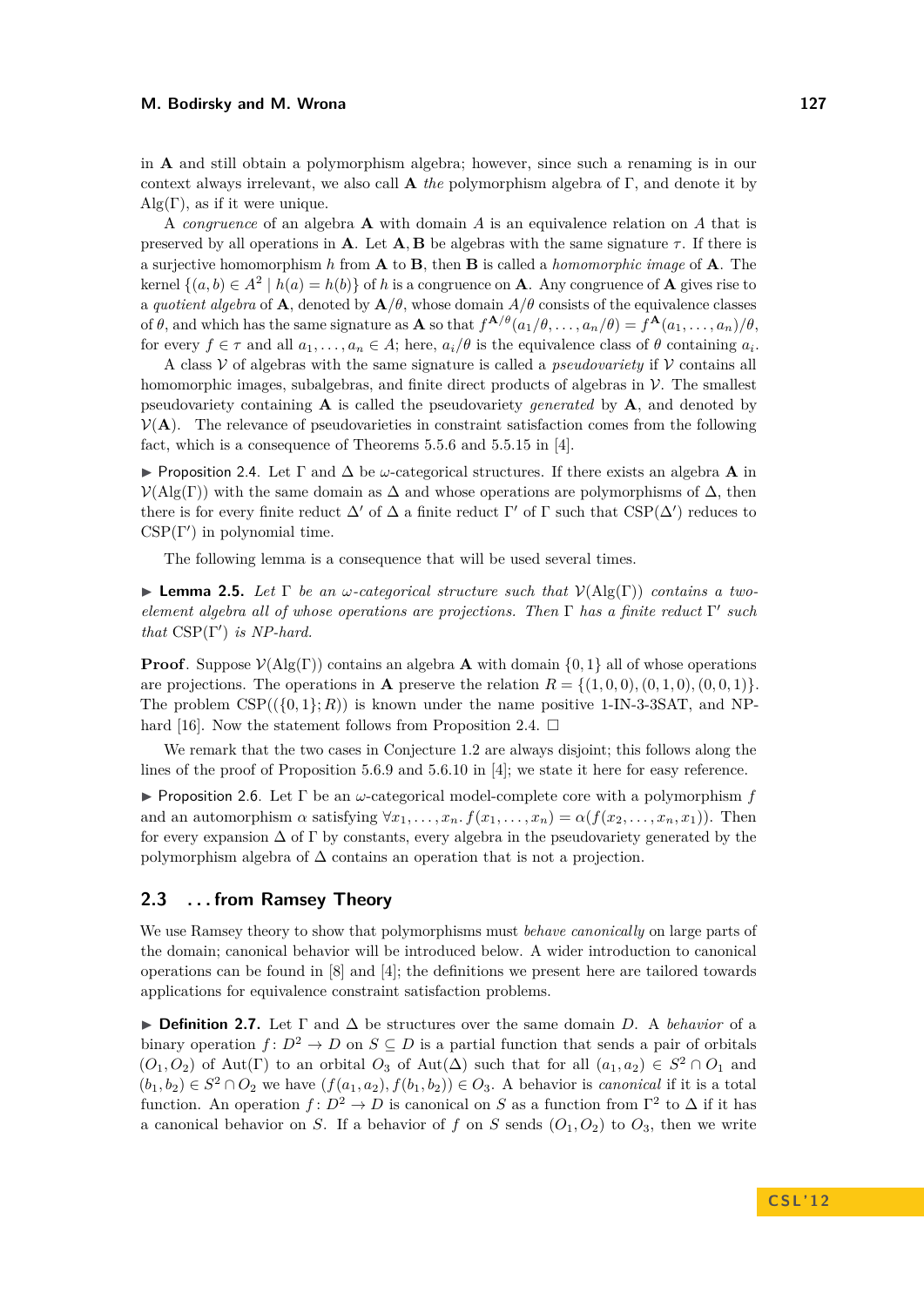in **A** and still obtain a polymorphism algebra; however, since such a renaming is in our context always irrelevant, we also call **A** *the* polymorphism algebra of $\Gamma$, and denote it by $\mathrm{Alg}(\Gamma)$, as if it were unique.

A *congruence* of an algebra **A** with domain $A$ is an equivalence relation on $A$ that is preserved by all operations in **A**. Let **A**, **B** be algebras with the same signature $\tau$. If there is a surjective homomorphism $h$ from **A** to **B**, then **B** is called a *homomorphic image* of **A**. The kernel $\{(a,b) \in A^2 \mid h(a) = h(b)\}$ of $h$ is a congruence on **A**. Any congruence of **A** gives rise to a *quotient algebra* of **A**, denoted by $\mathbf{A}/\theta$, whose domain $A/\theta$ consists of the equivalence classes of $\theta$, and which has the same signature as **A** so that $f^{\mathbf{A}/\theta}(a_1/\theta, \dots, a_n/\theta) = f^{\mathbf{A}}(a_1, \dots, a_n)/\theta$, for every $f \in \tau$ and all $a_1, \dots, a_n \in A$; here, $a_i/\theta$ is the equivalence class of $\theta$ containing $a_i$.

A class $\mathcal{V}$ of algebras with the same signature is called a *pseudovariety* if $\mathcal{V}$ contains all homomorphic images, subalgebras, and finite direct products of algebras in $\mathcal{V}$. The smallest pseudovariety containing **A** is called the pseudovariety *generated* by **A**, and denoted by $\mathcal{V}(\mathbf{A})$. The relevance of pseudovarieties in constraint satisfaction comes from the following fact, which is a consequence of Theorems 5.5.6 and 5.5.15 in [4].

▶ Proposition 2.4. Let $\Gamma$ and $\Delta$ be $\omega$-categorical structures. If there exists an algebra **A** in $\mathcal{V}(\mathrm{Alg}(\Gamma))$ with the same domain as $\Delta$ and whose operations are polymorphisms of $\Delta$, then there is for every finite reduct $\Delta'$ of $\Delta$ a finite reduct $\Gamma'$ of $\Gamma$ such that $\mathrm{CSP}(\Delta')$ reduces to $\mathrm{CSP}(\Gamma')$ in polynomial time.

The following lemma is a consequence that will be used several times.

▶ **Lemma 2.5.** *Let $\Gamma$ be an $\omega$-categorical structure such that $\mathcal{V}(\mathrm{Alg}(\Gamma))$ contains a two-element algebra all of whose operations are projections. Then $\Gamma$ has a finite reduct $\Gamma'$ such that $\mathrm{CSP}(\Gamma')$ is NP-hard.*

**Proof**. Suppose $\mathcal{V}(\mathrm{Alg}(\Gamma))$ contains an algebra **A** with domain $\{0,1\}$ all of whose operations are projections. The operations in **A** preserve the relation $R = \{(1,0,0),(0,1,0),(0,0,1)\}$. The problem $\mathrm{CSP}((\{0,1\};R))$ is known under the name positive 1-IN-3-3SAT, and NP-hard [16]. Now the statement follows from Proposition 2.4. ◻

We remark that the two cases in Conjecture 1.2 are always disjoint; this follows along the lines of the proof of Proposition 5.6.9 and 5.6.10 in [4]; we state it here for easy reference.

▶ Proposition 2.6. Let $\Gamma$ be an $\omega$-categorical model-complete core with a polymorphism $f$ and an automorphism $\alpha$ satisfying $\forall x_1, \dots, x_n.\, f(x_1, \dots, x_n) = \alpha(f(x_2, \dots, x_n, x_1))$. Then for every expansion $\Delta$ of $\Gamma$ by constants, every algebra in the pseudovariety generated by the polymorphism algebra of $\Delta$ contains an operation that is not a projection.

## 2.3 ...from Ramsey Theory

We use Ramsey theory to show that polymorphisms must *behave canonically* on large parts of the domain; canonical behavior will be introduced below. A wider introduction to canonical operations can be found in [8] and [4]; the definitions we present here are tailored towards applications for equivalence constraint satisfaction problems.

▶ **Definition 2.7.** Let $\Gamma$ and $\Delta$ be structures over the same domain $D$. A *behavior* of a binary operation $f\colon D^2 \to D$ on $S \subseteq D$ is a partial function that sends a pair of orbitals $(O_1, O_2)$ of $\mathrm{Aut}(\Gamma)$ to an orbital $O_3$ of $\mathrm{Aut}(\Delta)$ such that for all $(a_1,a_2) \in S^2 \cap O_1$ and $(b_1,b_2) \in S^2 \cap O_2$ we have $(f(a_1,a_2), f(b_1,b_2)) \in O_3$. A behavior is *canonical* if it is a total function. An operation $f\colon D^2 \to D$ is canonical on $S$ as a function from $\Gamma^2$ to $\Delta$ if it has a canonical behavior on $S$. If a behavior of $f$ on $S$ sends $(O_1,O_2)$ to $O_3$, then we write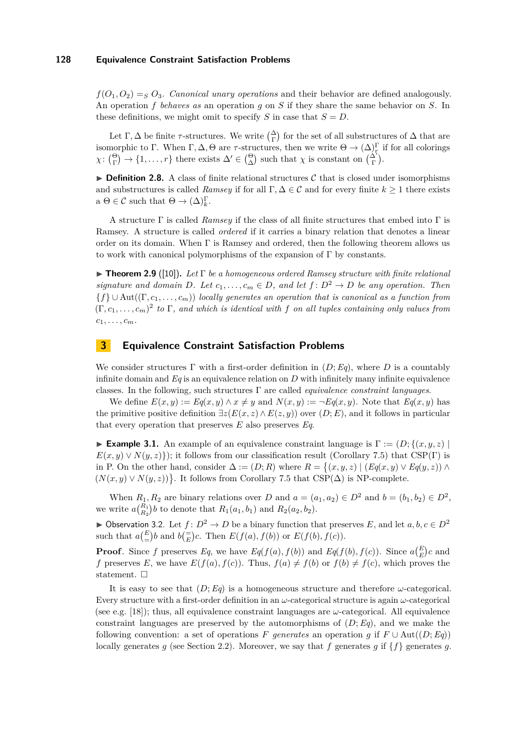$f(O_1, O_2) =_S O_3$. *Canonical unary operations* and their behavior are defined analogously. An operation $f$ *behaves as* an operation $g$ on $S$ if they share the same behavior on $S$. In these definitions, we might omit to specify $S$ in case that $S = D$.

Let $\Gamma, \Delta$ be finite $\tau$-structures. We write $\binom{\Delta}{\Gamma}$ for the set of all substructures of $\Delta$ that are isomorphic to $\Gamma$. When $\Gamma, \Delta, \Theta$ are $\tau$-structures, then we write $\Theta \to (\Delta)^{\Gamma}_{r}$ if for all colorings $\chi \colon \binom{\Theta}{\Gamma} \to \{1, \ldots, r\}$ there exists $\Delta' \in \binom{\Theta}{\Delta}$ such that $\chi$ is constant on $\binom{\Delta'}{\Gamma}$.

▶ **Definition 2.8.** A class of finite relational structures $\mathcal{C}$ that is closed under isomorphisms and substructures is called *Ramsey* if for all $\Gamma, \Delta \in \mathcal{C}$ and for every finite $k \geq 1$ there exists a $\Theta \in \mathcal{C}$ such that $\Theta \to (\Delta)^{\Gamma}_{k}$.

A structure $\Gamma$ is called *Ramsey* if the class of all finite structures that embed into $\Gamma$ is Ramsey. A structure is called *ordered* if it carries a binary relation that denotes a linear order on its domain. When $\Gamma$ is Ramsey and ordered, then the following theorem allows us to work with canonical polymorphisms of the expansion of $\Gamma$ by constants.

▶ **Theorem 2.9** ([10]). *Let $\Gamma$ be a homogeneous ordered Ramsey structure with finite relational signature and domain $D$. Let $c_1, \ldots, c_m \in D$, and let $f \colon D^2 \to D$ be any operation. Then $\{f\} \cup \mathrm{Aut}((\Gamma, c_1, \ldots, c_m))$ locally generates an operation that is canonical as a function from $(\Gamma, c_1, \ldots, c_m)^2$ to $\Gamma$, and which is identical with $f$ on all tuples containing only values from $c_1, \ldots, c_m$.*

## 3 Equivalence Constraint Satisfaction Problems

We consider structures $\Gamma$ with a first-order definition in $(D; Eq)$, where $D$ is a countably infinite domain and $Eq$ is an equivalence relation on $D$ with infinitely many infinite equivalence classes. In the following, such structures $\Gamma$ are called *equivalence constraint languages*.

We define $E(x, y) := Eq(x, y) \wedge x \neq y$ and $N(x, y) := \neg Eq(x, y)$. Note that $Eq(x, y)$ has the primitive positive definition $\exists z (E(x, z) \wedge E(z, y))$ over $(D; E)$, and it follows in particular that every operation that preserves $E$ also preserves $Eq$.

▶ **Example 3.1.** An example of an equivalence constraint language is $\Gamma := (D; \{(x, y, z) \mid E(x, y) \vee N(y, z)\})$; it follows from our classification result (Corollary 7.5) that CSP($\Gamma$) is in P. On the other hand, consider $\Delta := (D; R)$ where $R = \{(x, y, z) \mid (Eq(x, y) \vee Eq(y, z)) \wedge (N(x, y) \vee N(y, z))\}$. It follows from Corollary 7.5 that CSP($\Delta$) is NP-complete.

When $R_1, R_2$ are binary relations over $D$ and $a = (a_1, a_2) \in D^2$ and $b = (b_1, b_2) \in D^2$, we write $a\binom{R_1}{R_2}b$ to denote that $R_1(a_1, b_1)$ and $R_2(a_2, b_2)$.

▶ Observation 3.2. Let $f \colon D^2 \to D$ be a binary function that preserves $E$, and let $a, b, c \in D^2$ such that $a\binom{E}{=}b$ and $b\binom{=}{E}c$. Then $E(f(a), f(b))$ or $E(f(b), f(c))$.

**Proof.** Since $f$ preserves $Eq$, we have $Eq(f(a), f(b))$ and $Eq(f(b), f(c))$. Since $a\binom{E}{E}c$ and $f$ preserves $E$, we have $E(f(a), f(c))$. Thus, $f(a) \neq f(b)$ or $f(b) \neq f(c)$, which proves the statement. ◻

It is easy to see that $(D; Eq)$ is a homogeneous structure and therefore $\omega$-categorical. Every structure with a first-order definition in an $\omega$-categorical structure is again $\omega$-categorical (see e.g. [18]); thus, all equivalence constraint languages are $\omega$-categorical. All equivalence constraint languages are preserved by the automorphisms of $(D; Eq)$, and we make the following convention: a set of operations $F$ *generates* an operation $g$ if $F \cup \mathrm{Aut}((D; Eq))$ locally generates $g$ (see Section 2.2). Moreover, we say that $f$ generates $g$ if $\{f\}$ generates $g$.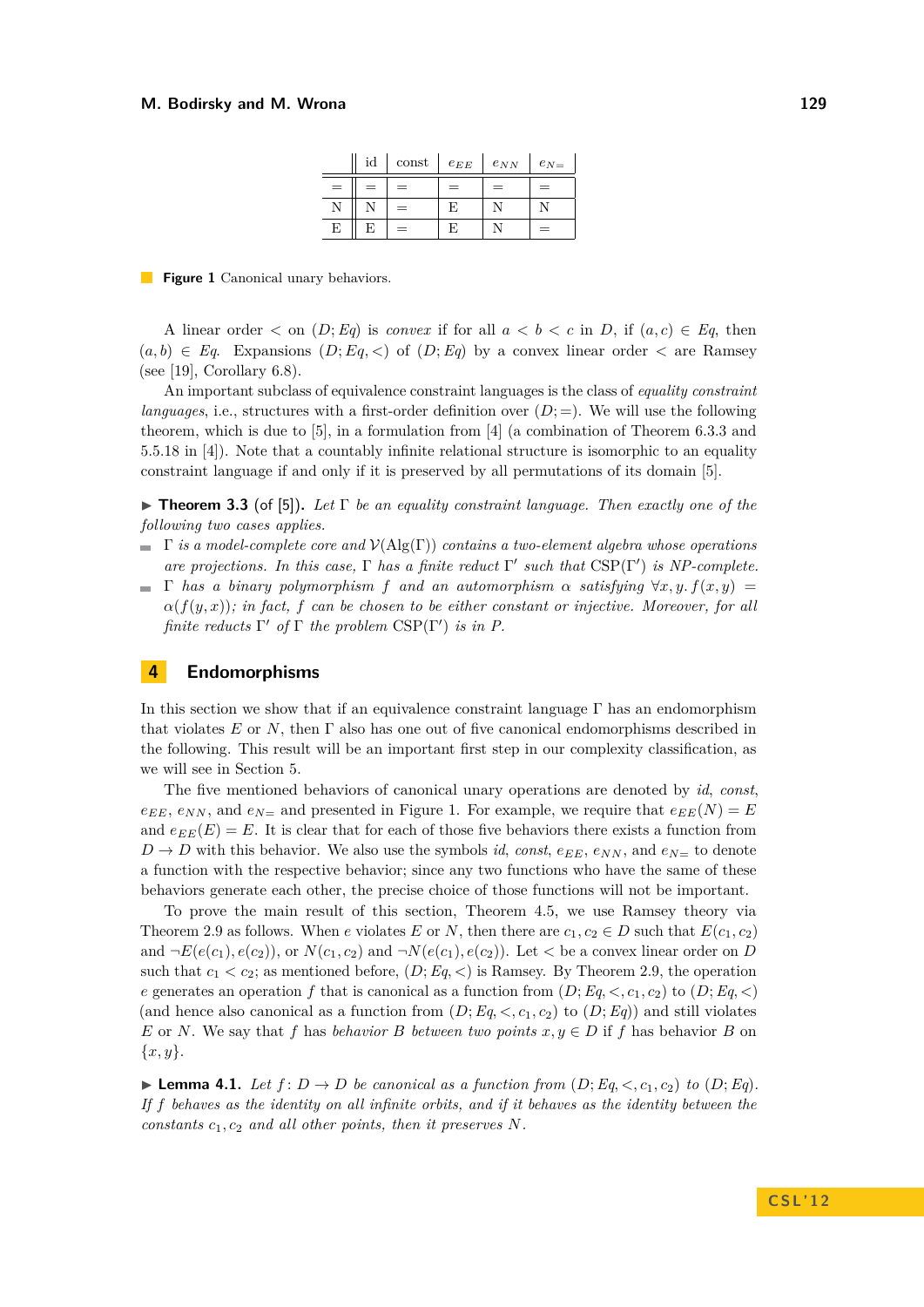|  | id | const | $e_{EE}$ | $e_{NN}$ | $e_{N=}$ |
|---|---|---|---|---|---|
| = | = | = | = | = | = |
| N | N | = | E | N | N |
| E | E | = | E | N | = |

**Figure 1** Canonical unary behaviors.

A linear order $<$ on $(D; Eq)$ is *convex* if for all $a < b < c$ in $D$, if $(a, c) \in Eq$, then $(a, b) \in Eq$. Expansions $(D; Eq, <)$ of $(D; Eq)$ by a convex linear order $<$ are Ramsey (see [19], Corollary 6.8).

An important subclass of equivalence constraint languages is the class of *equality constraint languages*, i.e., structures with a first-order definition over $(D; =)$. We will use the following theorem, which is due to [5], in a formulation from [4] (a combination of Theorem 6.3.3 and 5.5.18 in [4]). Note that a countably infinite relational structure is isomorphic to an equality constraint language if and only if it is preserved by all permutations of its domain [5].

▶ **Theorem 3.3** (of [5]). *Let $\Gamma$ be an equality constraint language. Then exactly one of the following two cases applies.*

- *$\Gamma$ is a model-complete core and $\mathcal{V}(\text{Alg}(\Gamma))$ contains a two-element algebra whose operations are projections. In this case, $\Gamma$ has a finite reduct $\Gamma'$ such that $\text{CSP}(\Gamma')$ is NP-complete.*
- *$\Gamma$ has a binary polymorphism $f$ and an automorphism $\alpha$ satisfying $\forall x, y. f(x, y) = \alpha(f(y, x))$; in fact, $f$ can be chosen to be either constant or injective. Moreover, for all finite reducts $\Gamma'$ of $\Gamma$ the problem $\text{CSP}(\Gamma')$ is in P.*

## 4 Endomorphisms

In this section we show that if an equivalence constraint language $\Gamma$ has an endomorphism that violates $E$ or $N$, then $\Gamma$ also has one out of five canonical endomorphisms described in the following. This result will be an important first step in our complexity classification, as we will see in Section 5.

The five mentioned behaviors of canonical unary operations are denoted by *id*, *const*, $e_{EE}$, $e_{NN}$, and $e_{N=}$ and presented in Figure 1. For example, we require that $e_{EE}(N) = E$ and $e_{EE}(E) = E$. It is clear that for each of those five behaviors there exists a function from $D \to D$ with this behavior. We also use the symbols *id*, *const*, $e_{EE}$, $e_{NN}$, and $e_{N=}$ to denote a function with the respective behavior; since any two functions who have the same of these behaviors generate each other, the precise choice of those functions will not be important.

To prove the main result of this section, Theorem 4.5, we use Ramsey theory via Theorem 2.9 as follows. When $e$ violates $E$ or $N$, then there are $c_1, c_2 \in D$ such that $E(c_1, c_2)$ and $\neg E(e(c_1), e(c_2))$, or $N(c_1, c_2)$ and $\neg N(e(c_1), e(c_2))$. Let $<$ be a convex linear order on $D$ such that $c_1 < c_2$; as mentioned before, $(D; Eq, <)$ is Ramsey. By Theorem 2.9, the operation $e$ generates an operation $f$ that is canonical as a function from $(D; Eq, <, c_1, c_2)$ to $(D; Eq, <)$ (and hence also canonical as a function from $(D; Eq, <, c_1, c_2)$ to $(D; Eq)$) and still violates $E$ or $N$. We say that $f$ has *behavior $B$ between two points $x, y \in D$* if $f$ has behavior $B$ on $\{x, y\}$.

▶ **Lemma 4.1.** *Let $f\colon D \to D$ be canonical as a function from $(D; Eq, <, c_1, c_2)$ to $(D; Eq)$. If $f$ behaves as the identity on all infinite orbits, and if it behaves as the identity between the constants $c_1, c_2$ and all other points, then it preserves $N$.*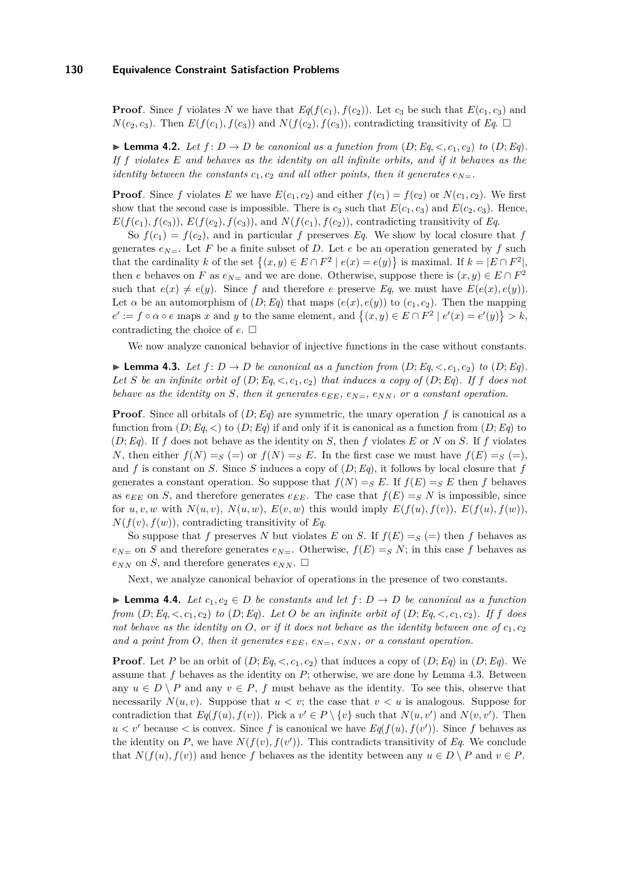**Proof**. Since $f$ violates $N$ we have that $Eq(f(c_1), f(c_2))$. Let $c_3$ be such that $E(c_1, c_3)$ and $N(c_2, c_3)$. Then $E(f(c_1), f(c_3))$ and $N(f(c_2), f(c_3))$, contradicting transitivity of $Eq$. ◻

▶ **Lemma 4.2.** *Let $f: D \to D$ be canonical as a function from $(D; Eq, <, c_1, c_2)$ to $(D; Eq)$. If $f$ violates $E$ and behaves as the identity on all infinite orbits, and if it behaves as the identity between the constants $c_1, c_2$ and all other points, then it generates $e_{N=}$.*

**Proof**. Since $f$ violates $E$ we have $E(c_1, c_2)$ and either $f(c_1) = f(c_2)$ or $N(c_1, c_2)$. We first show that the second case is impossible. There is $c_3$ such that $E(c_1, c_3)$ and $E(c_2, c_3)$. Hence, $E(f(c_1), f(c_3))$, $E(f(c_2), f(c_3))$, and $N(f(c_1), f(c_2))$, contradicting transitivity of $Eq$.

So $f(c_1) = f(c_2)$, and in particular $f$ preserves $Eq$. We show by local closure that $f$ generates $e_{N=}$. Let $F$ be a finite subset of $D$. Let $e$ be an operation generated by $f$ such that the cardinality $k$ of the set $\{(x, y) \in E \cap F^2 \mid e(x) = e(y)\}$ is maximal. If $k = |E \cap F^2|$, then $e$ behaves on $F$ as $e_{N=}$ and we are done. Otherwise, suppose there is $(x, y) \in E \cap F^2$ such that $e(x) \neq e(y)$. Since $f$ and therefore $e$ preserve $Eq$, we must have $E(e(x), e(y))$. Let $\alpha$ be an automorphism of $(D; Eq)$ that maps $(e(x), e(y))$ to $(c_1, c_2)$. Then the mapping $e' := f \circ \alpha \circ e$ maps $x$ and $y$ to the same element, and $\{(x, y) \in E \cap F^2 \mid e'(x) = e'(y)\} > k$, contradicting the choice of $e$. ◻

We now analyze canonical behavior of injective functions in the case without constants.

▶ **Lemma 4.3.** *Let $f: D \to D$ be canonical as a function from $(D; Eq, <, c_1, c_2)$ to $(D; Eq)$. Let $S$ be an infinite orbit of $(D; Eq, <, c_1, c_2)$ that induces a copy of $(D; Eq)$. If $f$ does not behave as the identity on $S$, then it generates $e_{EE}$, $e_{N=}$, $e_{NN}$, or a constant operation.*

**Proof**. Since all orbitals of $(D; Eq)$ are symmetric, the unary operation $f$ is canonical as a function from $(D; Eq, <)$ to $(D; Eq)$ if and only if it is canonical as a function from $(D; Eq)$ to $(D; Eq)$. If $f$ does not behave as the identity on $S$, then $f$ violates $E$ or $N$ on $S$. If $f$ violates $N$, then either $f(N) =_S (=)$ or $f(N) =_S E$. In the first case we must have $f(E) =_S (=)$, and $f$ is constant on $S$. Since $S$ induces a copy of $(D; Eq)$, it follows by local closure that $f$ generates a constant operation. So suppose that $f(N) =_S E$. If $f(E) =_S E$ then $f$ behaves as $e_{EE}$ on $S$, and therefore generates $e_{EE}$. The case that $f(E) =_S N$ is impossible, since for $u, v, w$ with $N(u, v)$, $N(u, w)$, $E(v, w)$ this would imply $E(f(u), f(v))$, $E(f(u), f(w))$, $N(f(v), f(w))$, contradicting transitivity of $Eq$.

So suppose that $f$ preserves $N$ but violates $E$ on $S$. If $f(E) =_S (=)$ then $f$ behaves as $e_{N=}$ on $S$ and therefore generates $e_{N=}$. Otherwise, $f(E) =_S N$; in this case $f$ behaves as $e_{NN}$ on $S$, and therefore generates $e_{NN}$. ◻

Next, we analyze canonical behavior of operations in the presence of two constants.

▶ **Lemma 4.4.** *Let $c_1, c_2 \in D$ be constants and let $f: D \to D$ be canonical as a function from $(D; Eq, <, c_1, c_2)$ to $(D; Eq)$. Let $O$ be an infinite orbit of $(D; Eq, <, c_1, c_2)$. If $f$ does not behave as the identity on $O$, or if it does not behave as the identity between one of $c_1, c_2$ and a point from $O$, then it generates $e_{EE}$, $e_{N=}$, $e_{NN}$, or a constant operation.*

**Proof**. Let $P$ be an orbit of $(D; Eq, <, c_1, c_2)$ that induces a copy of $(D; Eq)$ in $(D; Eq)$. We assume that $f$ behaves as the identity on $P$; otherwise, we are done by Lemma 4.3. Between any $u \in D \setminus P$ and any $v \in P$, $f$ must behave as the identity. To see this, observe that necessarily $N(u, v)$. Suppose that $u < v$; the case that $v < u$ is analogous. Suppose for contradiction that $Eq(f(u), f(v))$. Pick a $v' \in P \setminus \{v\}$ such that $N(u, v')$ and $N(v, v')$. Then $u < v'$ because $<$ is convex. Since $f$ is canonical we have $Eq(f(u), f(v'))$. Since $f$ behaves as the identity on $P$, we have $N(f(v), f(v'))$. This contradicts transitivity of $Eq$. We conclude that $N(f(u), f(v))$ and hence $f$ behaves as the identity between any $u \in D \setminus P$ and $v \in P$.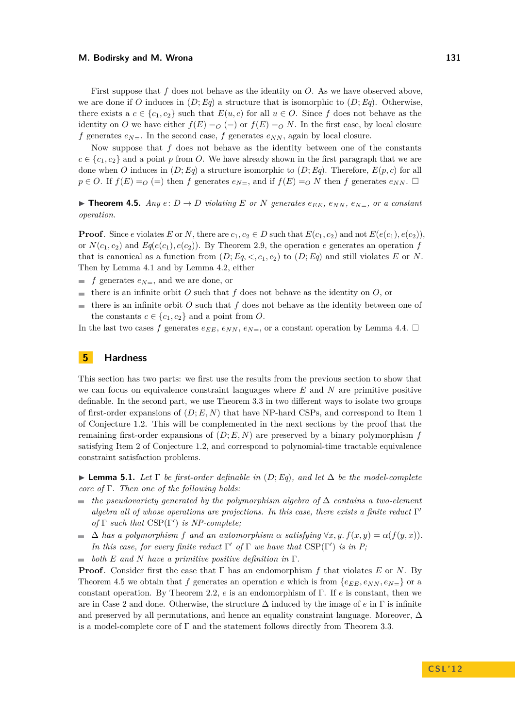First suppose that $f$ does not behave as the identity on $O$. As we have observed above, we are done if $O$ induces in $(D; Eq)$ a structure that is isomorphic to $(D; Eq)$. Otherwise, there exists a $c \in \{c_1, c_2\}$ such that $E(u, c)$ for all $u \in O$. Since $f$ does not behave as the identity on $O$ we have either $f(E) =_O (=)$ or $f(E) =_O N$. In the first case, by local closure $f$ generates $e_{N=}$. In the second case, $f$ generates $e_{NN}$, again by local closure.

Now suppose that $f$ does not behave as the identity between one of the constants $c \in \{c_1, c_2\}$ and a point $p$ from $O$. We have already shown in the first paragraph that we are done when $O$ induces in $(D; Eq)$ a structure isomorphic to $(D; Eq)$. Therefore, $E(p, c)$ for all $p \in O$. If $f(E) =_O (=)$ then $f$ generates $e_{N=}$, and if $f(E) =_O N$ then $f$ generates $e_{NN}$. ☐

▶ **Theorem 4.5.** *Any $e\colon D \to D$ violating $E$ or $N$ generates $e_{EE}$, $e_{NN}$, $e_{N=}$, or a constant operation.*

**Proof.** Since $e$ violates $E$ or $N$, there are $c_1, c_2 \in D$ such that $E(c_1, c_2)$ and not $E(e(c_1), e(c_2))$, or $N(c_1, c_2)$ and $Eq(e(c_1), e(c_2))$. By Theorem 2.9, the operation $e$ generates an operation $f$ that is canonical as a function from $(D; Eq, <, c_1, c_2)$ to $(D; Eq)$ and still violates $E$ or $N$. Then by Lemma 4.1 and by Lemma 4.2, either

- $f$ generates $e_{N=}$, and we are done, or
- there is an infinite orbit $O$ such that $f$ does not behave as the identity on $O$, or
- there is an infinite orbit $O$ such that $f$ does not behave as the identity between one of the constants $c \in \{c_1, c_2\}$ and a point from $O$.

In the last two cases $f$ generates $e_{EE}$, $e_{NN}$, $e_{N=}$, or a constant operation by Lemma 4.4. ☐

## 5 Hardness

This section has two parts: we first use the results from the previous section to show that we can focus on equivalence constraint languages where $E$ and $N$ are primitive positive definable. In the second part, we use Theorem 3.3 in two different ways to isolate two groups of first-order expansions of $(D; E, N)$ that have NP-hard CSPs, and correspond to Item 1 of Conjecture 1.2. This will be complemented in the next sections by the proof that the remaining first-order expansions of $(D; E, N)$ are preserved by a binary polymorphism $f$ satisfying Item 2 of Conjecture 1.2, and correspond to polynomial-time tractable equivalence constraint satisfaction problems.

▶ **Lemma 5.1.** *Let $\Gamma$ be first-order definable in $(D; Eq)$, and let $\Delta$ be the model-complete core of $\Gamma$. Then one of the following holds:*

- *the pseudovariety generated by the polymorphism algebra of $\Delta$ contains a two-element algebra all of whose operations are projections. In this case, there exists a finite reduct $\Gamma'$ of $\Gamma$ such that $\mathrm{CSP}(\Gamma')$ is NP-complete;*
- *$\Delta$ has a polymorphism $f$ and an automorphism $\alpha$ satisfying $\forall x, y.\, f(x, y) = \alpha(f(y, x))$. In this case, for every finite reduct $\Gamma'$ of $\Gamma$ we have that $\mathrm{CSP}(\Gamma')$ is in P;*
- *both $E$ and $N$ have a primitive positive definition in $\Gamma$.*

**Proof.** Consider first the case that $\Gamma$ has an endomorphism $f$ that violates $E$ or $N$. By Theorem 4.5 we obtain that $f$ generates an operation $e$ which is from $\{e_{EE}, e_{NN}, e_{N=}\}$ or a constant operation. By Theorem 2.2, $e$ is an endomorphism of $\Gamma$. If $e$ is constant, then we are in Case 2 and done. Otherwise, the structure $\Delta$ induced by the image of $e$ in $\Gamma$ is infinite and preserved by all permutations, and hence an equality constraint language. Moreover, $\Delta$ is a model-complete core of $\Gamma$ and the statement follows directly from Theorem 3.3.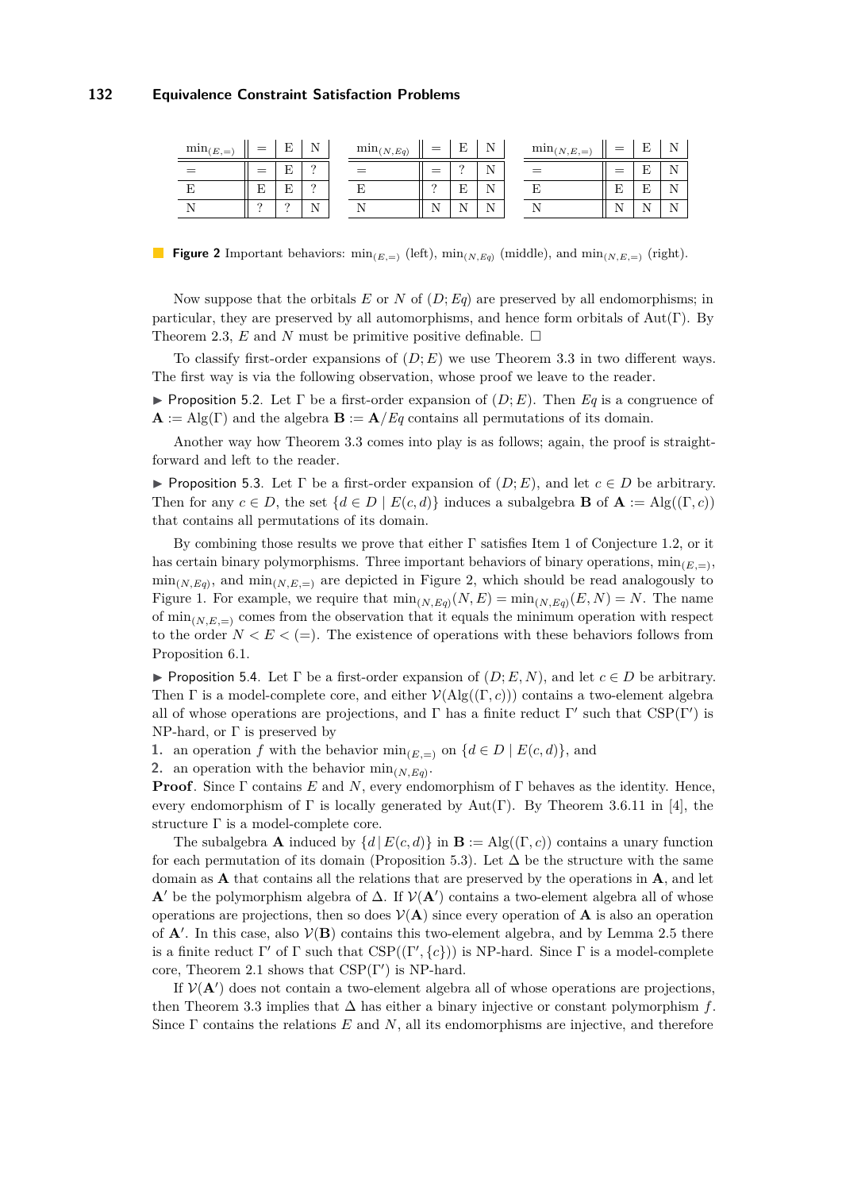| $\min_{(E,=)}$ | $=$ | E | N |
|---|---|---|---|
| $=$ | $=$ | E | ? |
| E | E | E | ? |
| N | ? | ? | N |

| $\min_{(N,Eq)}$ | $=$ | E | N |
|---|---|---|---|
| $=$ | $=$ | ? | N |
| E | ? | E | N |
| N | N | N | N |

| $\min_{(N,E,=)}$ | $=$ | E | N |
|---|---|---|---|
| $=$ | $=$ | E | N |
| E | E | E | N |
| N | N | N | N |

**Figure 2** Important behaviors: $\min_{(E,=)}$ (left), $\min_{(N,Eq)}$ (middle), and $\min_{(N,E,=)}$ (right).

Now suppose that the orbitals $E$ or $N$ of $(D; Eq)$ are preserved by all endomorphisms; in particular, they are preserved by all automorphisms, and hence form orbitals of $\mathrm{Aut}(\Gamma)$. By Theorem 2.3, $E$ and $N$ must be primitive positive definable. $\square$

To classify first-order expansions of $(D; E)$ we use Theorem 3.3 in two different ways. The first way is via the following observation, whose proof we leave to the reader.

▶ Proposition 5.2. Let $\Gamma$ be a first-order expansion of $(D; E)$. Then $Eq$ is a congruence of $\mathbf{A} := \mathrm{Alg}(\Gamma)$ and the algebra $\mathbf{B} := \mathbf{A}/Eq$ contains all permutations of its domain.

Another way how Theorem 3.3 comes into play is as follows; again, the proof is straightforward and left to the reader.

▶ Proposition 5.3. Let $\Gamma$ be a first-order expansion of $(D; E)$, and let $c \in D$ be arbitrary. Then for any $c \in D$, the set $\{d \in D \mid E(c, d)\}$ induces a subalgebra $\mathbf{B}$ of $\mathbf{A} := \mathrm{Alg}((\Gamma, c))$ that contains all permutations of its domain.

By combining those results we prove that either $\Gamma$ satisfies Item 1 of Conjecture 1.2, or it has certain binary polymorphisms. Three important behaviors of binary operations, $\min_{(E,=)}$, $\min_{(N,Eq)}$, and $\min_{(N,E,=)}$ are depicted in Figure 2, which should be read analogously to Figure 1. For example, we require that $\min_{(N,Eq)}(N, E) = \min_{(N,Eq)}(E, N) = N$. The name of $\min_{(N,E,=)}$ comes from the observation that it equals the minimum operation with respect to the order $N < E < (=)$. The existence of operations with these behaviors follows from Proposition 6.1.

▶ Proposition 5.4. Let $\Gamma$ be a first-order expansion of $(D; E, N)$, and let $c \in D$ be arbitrary. Then $\Gamma$ is a model-complete core, and either $\mathcal{V}(\mathrm{Alg}((\Gamma, c)))$ contains a two-element algebra all of whose operations are projections, and $\Gamma$ has a finite reduct $\Gamma'$ such that $\mathrm{CSP}(\Gamma')$ is NP-hard, or $\Gamma$ is preserved by

1. an operation $f$ with the behavior $\min_{(E,=)}$ on $\{d \in D \mid E(c, d)\}$, and
2. an operation with the behavior $\min_{(N,Eq)}$.

**Proof**. Since $\Gamma$ contains $E$ and $N$, every endomorphism of $\Gamma$ behaves as the identity. Hence, every endomorphism of $\Gamma$ is locally generated by $\mathrm{Aut}(\Gamma)$. By Theorem 3.6.11 in [4], the structure $\Gamma$ is a model-complete core.

The subalgebra $\mathbf{A}$ induced by $\{d \mid E(c, d)\}$ in $\mathbf{B} := \mathrm{Alg}((\Gamma, c))$ contains a unary function for each permutation of its domain (Proposition 5.3). Let $\Delta$ be the structure with the same domain as $\mathbf{A}$ that contains all the relations that are preserved by the operations in $\mathbf{A}$, and let $\mathbf{A}'$ be the polymorphism algebra of $\Delta$. If $\mathcal{V}(\mathbf{A}')$ contains a two-element algebra all of whose operations are projections, then so does $\mathcal{V}(\mathbf{A})$ since every operation of $\mathbf{A}$ is also an operation of $\mathbf{A}'$. In this case, also $\mathcal{V}(\mathbf{B})$ contains this two-element algebra, and by Lemma 2.5 there is a finite reduct $\Gamma'$ of $\Gamma$ such that $\mathrm{CSP}((\Gamma', \{c\}))$ is NP-hard. Since $\Gamma$ is a model-complete core, Theorem 2.1 shows that $\mathrm{CSP}(\Gamma')$ is NP-hard.

If $\mathcal{V}(\mathbf{A}')$ does not contain a two-element algebra all of whose operations are projections, then Theorem 3.3 implies that $\Delta$ has either a binary injective or constant polymorphism $f$. Since $\Gamma$ contains the relations $E$ and $N$, all its endomorphisms are injective, and therefore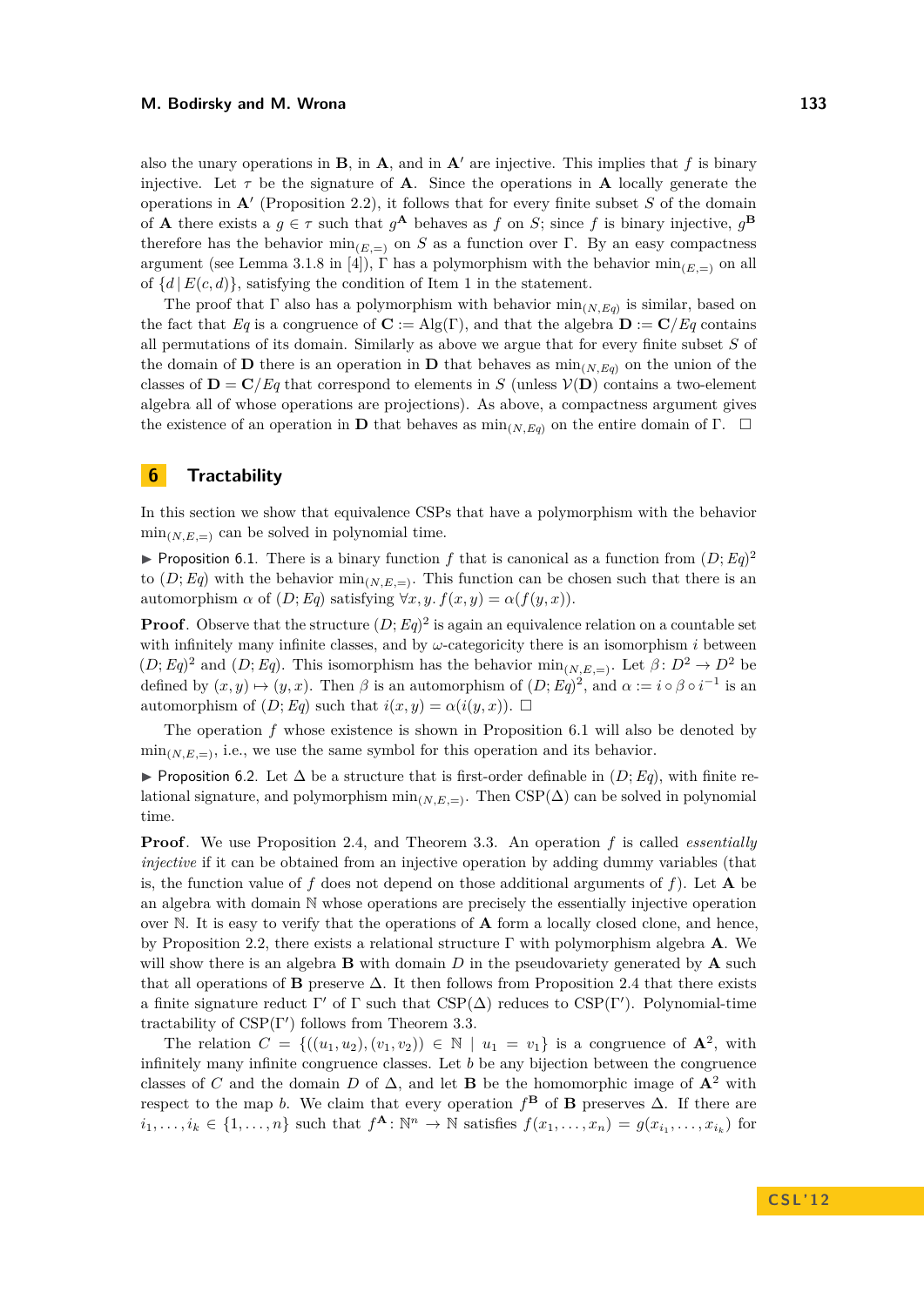also the unary operations in $\mathbf{B}$, in $\mathbf{A}$, and in $\mathbf{A}'$ are injective. This implies that $f$ is binary injective. Let $\tau$ be the signature of $\mathbf{A}$. Since the operations in $\mathbf{A}$ locally generate the operations in $\mathbf{A}'$ (Proposition 2.2), it follows that for every finite subset $S$ of the domain of $\mathbf{A}$ there exists a $g \in \tau$ such that $g^{\mathbf{A}}$ behaves as $f$ on $S$; since $f$ is binary injective, $g^{\mathbf{B}}$ therefore has the behavior $\min_{(E,=)}$ on $S$ as a function over $\Gamma$. By an easy compactness argument (see Lemma 3.1.8 in [4]), $\Gamma$ has a polymorphism with the behavior $\min_{(E,=)}$ on all of $\{d \mid E(c,d)\}$, satisfying the condition of Item 1 in the statement.

The proof that $\Gamma$ also has a polymorphism with behavior $\min_{(N,Eq)}$ is similar, based on the fact that $Eq$ is a congruence of $\mathbf{C} := \mathrm{Alg}(\Gamma)$, and that the algebra $\mathbf{D} := \mathbf{C}/Eq$ contains all permutations of its domain. Similarly as above we argue that for every finite subset $S$ of the domain of $\mathbf{D}$ there is an operation in $\mathbf{D}$ that behaves as $\min_{(N,Eq)}$ on the union of the classes of $\mathbf{D} = \mathbf{C}/Eq$ that correspond to elements in $S$ (unless $\mathcal{V}(\mathbf{D})$ contains a two-element algebra all of whose operations are projections). As above, a compactness argument gives the existence of an operation in $\mathbf{D}$ that behaves as $\min_{(N,Eq)}$ on the entire domain of $\Gamma$. ◻

## 6 Tractability

In this section we show that equivalence CSPs that have a polymorphism with the behavior $\min_{(N,E,=)}$ can be solved in polynomial time.

▶ Proposition 6.1. There is a binary function $f$ that is canonical as a function from $(D; Eq)^2$ to $(D; Eq)$ with the behavior $\min_{(N,E,=)}$. This function can be chosen such that there is an automorphism $\alpha$ of $(D; Eq)$ satisfying $\forall x, y.\, f(x, y) = \alpha(f(y, x))$.

**Proof**. Observe that the structure $(D; Eq)^2$ is again an equivalence relation on a countable set with infinitely many infinite classes, and by $\omega$-categoricity there is an isomorphism $i$ between $(D; Eq)^2$ and $(D; Eq)$. This isomorphism has the behavior $\min_{(N,E,=)}$. Let $\beta \colon D^2 \to D^2$ be defined by $(x, y) \mapsto (y, x)$. Then $\beta$ is an automorphism of $(D; Eq)^2$, and $\alpha := i \circ \beta \circ i^{-1}$ is an automorphism of $(D; Eq)$ such that $i(x, y) = \alpha(i(y, x))$. ◻

The operation $f$ whose existence is shown in Proposition 6.1 will also be denoted by $\min_{(N,E,=)}$, i.e., we use the same symbol for this operation and its behavior.

▶ Proposition 6.2. Let $\Delta$ be a structure that is first-order definable in $(D; Eq)$, with finite relational signature, and polymorphism $\min_{(N,E,=)}$. Then $\mathrm{CSP}(\Delta)$ can be solved in polynomial time.

**Proof**. We use Proposition 2.4, and Theorem 3.3. An operation $f$ is called *essentially injective* if it can be obtained from an injective operation by adding dummy variables (that is, the function value of $f$ does not depend on those additional arguments of $f$). Let $\mathbf{A}$ be an algebra with domain $\mathbb{N}$ whose operations are precisely the essentially injective operation over $\mathbb{N}$. It is easy to verify that the operations of $\mathbf{A}$ form a locally closed clone, and hence, by Proposition 2.2, there exists a relational structure $\Gamma$ with polymorphism algebra $\mathbf{A}$. We will show there is an algebra $\mathbf{B}$ with domain $D$ in the pseudovariety generated by $\mathbf{A}$ such that all operations of $\mathbf{B}$ preserve $\Delta$. It then follows from Proposition 2.4 that there exists a finite signature reduct $\Gamma'$ of $\Gamma$ such that $\mathrm{CSP}(\Delta)$ reduces to $\mathrm{CSP}(\Gamma')$. Polynomial-time tractability of $\mathrm{CSP}(\Gamma')$ follows from Theorem 3.3.

The relation $C = \{((u_1, u_2), (v_1, v_2)) \in \mathbb{N} \mid u_1 = v_1\}$ is a congruence of $\mathbf{A}^2$, with infinitely many infinite congruence classes. Let $b$ be any bijection between the congruence classes of $C$ and the domain $D$ of $\Delta$, and let $\mathbf{B}$ be the homomorphic image of $\mathbf{A}^2$ with respect to the map $b$. We claim that every operation $f^{\mathbf{B}}$ of $\mathbf{B}$ preserves $\Delta$. If there are $i_1, \dots, i_k \in \{1, \dots, n\}$ such that $f^{\mathbf{A}} \colon \mathbb{N}^n \to \mathbb{N}$ satisfies $f(x_1, \dots, x_n) = g(x_{i_1}, \dots, x_{i_k})$ for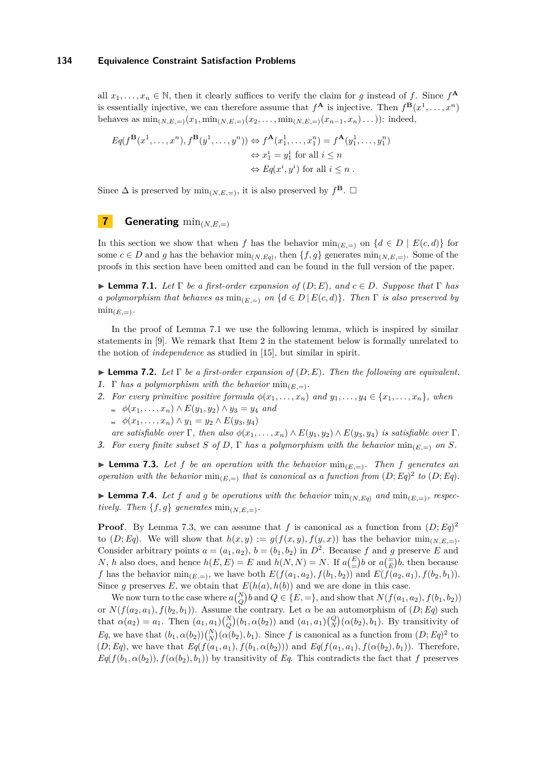all $x_1, \ldots, x_n \in \mathbb{N}$, then it clearly suffices to verify the claim for $g$ instead of $f$. Since $f^{\mathbf{A}}$ is essentially injective, we can therefore assume that $f^{\mathbf{A}}$ is injective. Then $f^{\mathbf{B}}(x^1, \ldots, x^n)$ behaves as $\min_{(N,E,=)}(x_1, \min_{(N,E,=)}(x_2, \ldots, \min_{(N,E,=)}(x_{n-1}, x_n) \ldots))$: indeed,

$$\begin{aligned} Eq(f^{\mathbf{B}}(x^1, \ldots, x^n), f^{\mathbf{B}}(y^1, \ldots, y^n)) &\Leftrightarrow f^{\mathbf{A}}(x_1^1, \ldots, x_1^n) = f^{\mathbf{A}}(y_1^1, \ldots, y_1^n) \\ &\Leftrightarrow x_1^i = y_1^i \text{ for all } i \leq n \\ &\Leftrightarrow Eq(x^i, y^i) \text{ for all } i \leq n \ . \end{aligned}$$

Since $\Delta$ is preserved by $\min_{(N,E,=)}$, it is also preserved by $f^{\mathbf{B}}$. $\square$

# 7 Generating $\min_{(N,E,=)}$

In this section we show that when $f$ has the behavior $\min_{(E,=)}$ on $\{d \in D \mid E(c,d)\}$ for some $c \in D$ and $g$ has the behavior $\min_{(N,Eq)}$, then $\{f, g\}$ generates $\min_{(N,E,=)}$. Some of the proofs in this section have been omitted and can be found in the full version of the paper.

▶ **Lemma 7.1.** *Let $\Gamma$ be a first-order expansion of $(D; E)$, and $c \in D$. Suppose that $\Gamma$ has a polymorphism that behaves as $\min_{(E,=)}$ on $\{d \in D \mid E(c,d)\}$. Then $\Gamma$ is also preserved by $\min_{(E,=)}$.*

In the proof of Lemma 7.1 we use the following lemma, which is inspired by similar statements in [9]. We remark that Item 2 in the statement below is formally unrelated to the notion of *independence* as studied in [15], but similar in spirit.

▶ **Lemma 7.2.** *Let $\Gamma$ be a first-order expansion of $(D; E)$. Then the following are equivalent.*

1. *$\Gamma$ has a polymorphism with the behavior $\min_{(E,=)}$.*
2. *For every primitive positive formula $\phi(x_1, \ldots, x_n)$ and $y_1, \ldots, y_4 \in \{x_1, \ldots, x_n\}$, when*
   - *$\phi(x_1, \ldots, x_n) \wedge E(y_1, y_2) \wedge y_3 = y_4$ and*
   - *$\phi(x_1, \ldots, x_n) \wedge y_1 = y_2 \wedge E(y_3, y_4)$*

   *are satisfiable over $\Gamma$, then also $\phi(x_1, \ldots, x_n) \wedge E(y_1, y_2) \wedge E(y_3, y_4)$ is satisfiable over $\Gamma$.*
3. *For every finite subset $S$ of $D$, $\Gamma$ has a polymorphism with the behavior $\min_{(E,=)}$ on $S$.*

▶ **Lemma 7.3.** *Let $f$ be an operation with the behavior $\min_{(E,=)}$. Then $f$ generates an operation with the behavior $\min_{(E,=)}$ that is canonical as a function from $(D; Eq)^2$ to $(D; Eq)$.*

▶ **Lemma 7.4.** *Let $f$ and $g$ be operations with the behavior $\min_{(N,Eq)}$ and $\min_{(E,=)}$, respectively. Then $\{f, g\}$ generates $\min_{(N,E,=)}$.*

**Proof.** By Lemma 7.3, we can assume that $f$ is canonical as a function from $(D; Eq)^2$ to $(D; Eq)$. We will show that $h(x, y) := g(f(x, y), f(y, x))$ has the behavior $\min_{(N,E,=)}$. Consider arbitrary points $a = (a_1, a_2)$, $b = (b_1, b_2)$ in $D^2$. Because $f$ and $g$ preserve $E$ and $N$, $h$ also does, and hence $h(E, E) = E$ and $h(N, N) = N$. If $a\binom{E}{=}b$ or $a\binom{=}{E}b$, then because $f$ has the behavior $\min_{(E,=)}$, we have both $E(f(a_1, a_2), f(b_1, b_2))$ and $E(f(a_2, a_1), f(b_2, b_1))$. Since $g$ preserves $E$, we obtain that $E(h(a), h(b))$ and we are done in this case.

We now turn to the case where $a\binom{N}{Q}b$ and $Q \in \{E, =\}$, and show that $N(f(a_1, a_2), f(b_1, b_2))$ or $N(f(a_2, a_1), f(b_2, b_1))$. Assume the contrary. Let $\alpha$ be an automorphism of $(D; Eq)$ such that $\alpha(a_2) = a_1$. Then $(a_1, a_1)\binom{N}{Q}(b_1, \alpha(b_2))$ and $(a_1, a_1)\binom{Q}{N}(\alpha(b_2), b_1)$. By transitivity of $Eq$, we have that $(b_1, \alpha(b_2))\binom{N}{N}(\alpha(b_2), b_1)$. Since $f$ is canonical as a function from $(D; Eq)^2$ to $(D; Eq)$, we have that $Eq(f(a_1, a_1), f(b_1, \alpha(b_2)))$ and $Eq(f(a_1, a_1), f(\alpha(b_2), b_1))$. Therefore, $Eq(f(b_1, \alpha(b_2)), f(\alpha(b_2), b_1))$ by transitivity of $Eq$. This contradicts the fact that $f$ preserves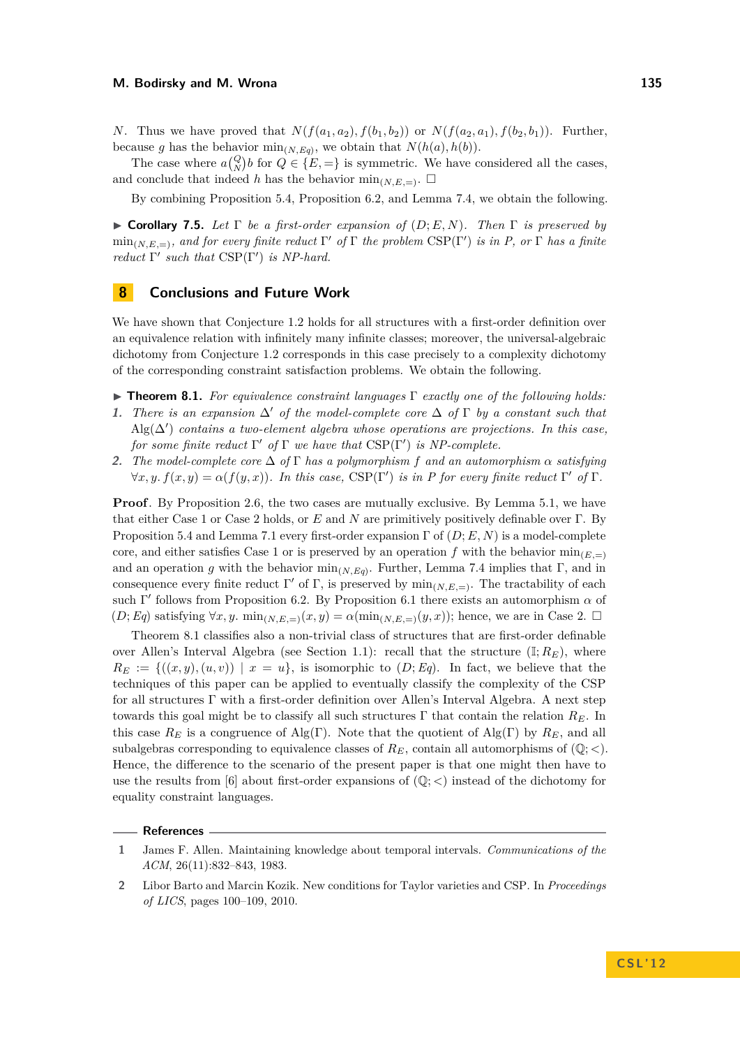$N$. Thus we have proved that $N(f(a_1,a_2), f(b_1,b_2))$ or $N(f(a_2,a_1), f(b_2,b_1))$. Further, because $g$ has the behavior $\min_{(N,Eq)}$, we obtain that $N(h(a), h(b))$.

The case where $a\binom{Q}{N}b$ for $Q \in \{E,=\}$ is symmetric. We have considered all the cases, and conclude that indeed $h$ has the behavior $\min_{(N,E,=)}$. ☐

By combining Proposition 5.4, Proposition 6.2, and Lemma 7.4, we obtain the following.

▶ **Corollary 7.5.** *Let $\Gamma$ be a first-order expansion of $(D; E, N)$. Then $\Gamma$ is preserved by $\min_{(N,E,=)}$, and for every finite reduct $\Gamma'$ of $\Gamma$ the problem $\mathrm{CSP}(\Gamma')$ is in P, or $\Gamma$ has a finite reduct $\Gamma'$ such that $\mathrm{CSP}(\Gamma')$ is NP-hard.*

## 8 Conclusions and Future Work

We have shown that Conjecture 1.2 holds for all structures with a first-order definition over an equivalence relation with infinitely many infinite classes; moreover, the universal-algebraic dichotomy from Conjecture 1.2 corresponds in this case precisely to a complexity dichotomy of the corresponding constraint satisfaction problems. We obtain the following.

▶ **Theorem 8.1.** *For equivalence constraint languages $\Gamma$ exactly one of the following holds:*

1. *There is an expansion $\Delta'$ of the model-complete core $\Delta$ of $\Gamma$ by a constant such that $\mathrm{Alg}(\Delta')$ contains a two-element algebra whose operations are projections. In this case, for some finite reduct $\Gamma'$ of $\Gamma$ we have that $\mathrm{CSP}(\Gamma')$ is NP-complete.*
2. *The model-complete core $\Delta$ of $\Gamma$ has a polymorphism $f$ and an automorphism $\alpha$ satisfying $\forall x, y.\ f(x,y) = \alpha(f(y,x))$. In this case, $\mathrm{CSP}(\Gamma')$ is in P for every finite reduct $\Gamma'$ of $\Gamma$.*

**Proof.** By Proposition 2.6, the two cases are mutually exclusive. By Lemma 5.1, we have that either Case 1 or Case 2 holds, or $E$ and $N$ are primitively positively definable over $\Gamma$. By Proposition 5.4 and Lemma 7.1 every first-order expansion $\Gamma$ of $(D; E, N)$ is a model-complete core, and either satisfies Case 1 or is preserved by an operation $f$ with the behavior $\min_{(E,=)}$ and an operation $g$ with the behavior $\min_{(N,Eq)}$. Further, Lemma 7.4 implies that $\Gamma$, and in consequence every finite reduct $\Gamma'$ of $\Gamma$, is preserved by $\min_{(N,E,=)}$. The tractability of each such $\Gamma'$ follows from Proposition 6.2. By Proposition 6.1 there exists an automorphism $\alpha$ of $(D; Eq)$ satisfying $\forall x, y.\ \min_{(N,E,=)}(x,y) = \alpha(\min_{(N,E,=)}(y,x))$; hence, we are in Case 2. ☐

Theorem 8.1 classifies also a non-trivial class of structures that are first-order definable over Allen's Interval Algebra (see Section 1.1): recall that the structure $(\mathbb{I}; R_E)$, where $R_E := \{((x,y),(u,v)) \mid x = u\}$, is isomorphic to $(D; Eq)$. In fact, we believe that the techniques of this paper can be applied to eventually classify the complexity of the CSP for all structures $\Gamma$ with a first-order definition over Allen's Interval Algebra. A next step towards this goal might be to classify all such structures $\Gamma$ that contain the relation $R_E$. In this case $R_E$ is a congruence of $\mathrm{Alg}(\Gamma)$. Note that the quotient of $\mathrm{Alg}(\Gamma)$ by $R_E$, and all subalgebras corresponding to equivalence classes of $R_E$, contain all automorphisms of $(\mathbb{Q}; <)$. Hence, the difference to the scenario of the present paper is that one might then have to use the results from [6] about first-order expansions of $(\mathbb{Q}; <)$ instead of the dichotomy for equality constraint languages.

## References

1. James F. Allen. Maintaining knowledge about temporal intervals. *Communications of the ACM*, 26(11):832–843, 1983.
2. Libor Barto and Marcin Kozik. New conditions for Taylor varieties and CSP. In *Proceedings of LICS*, pages 100–109, 2010.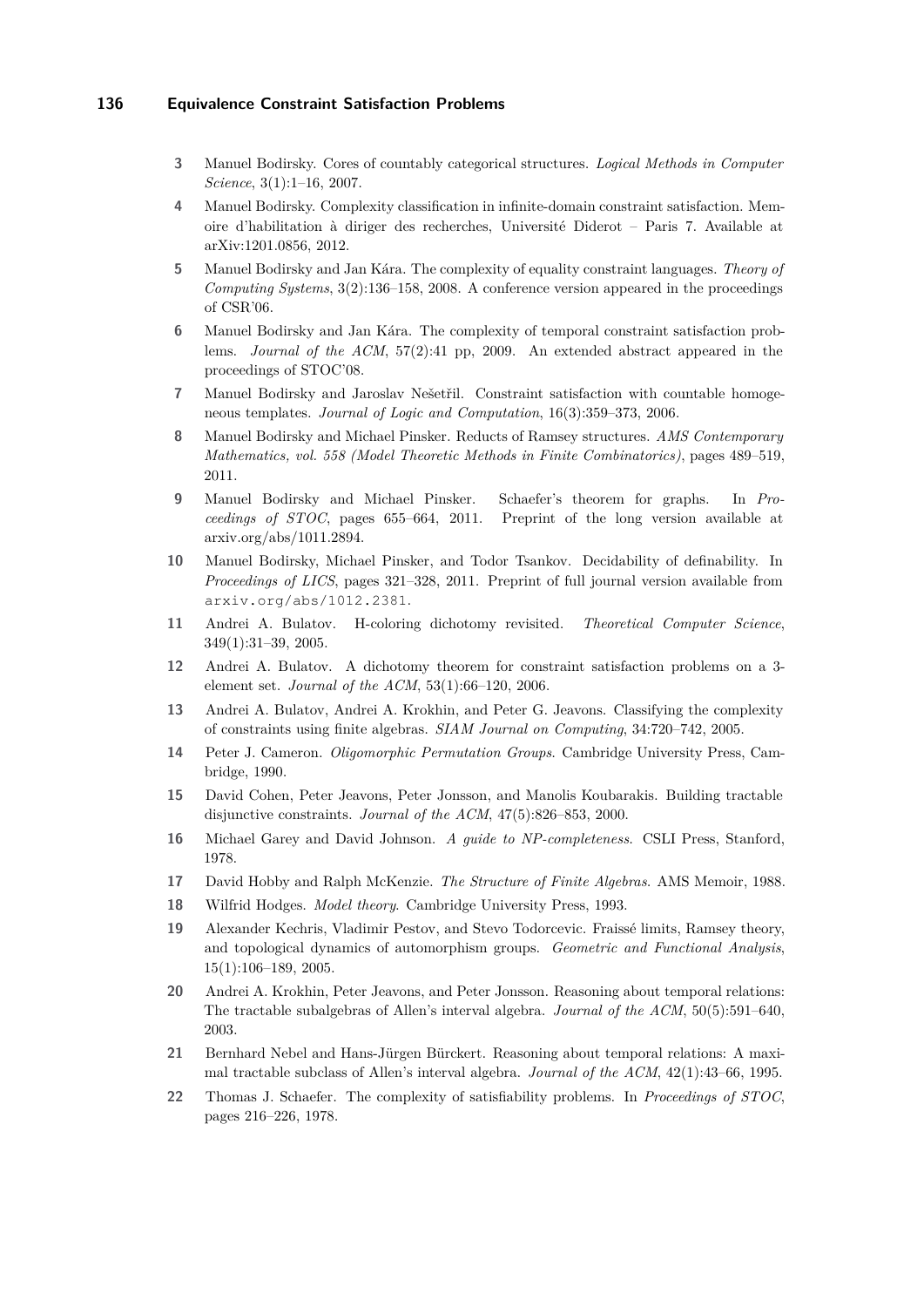3. Manuel Bodirsky. Cores of countably categorical structures. *Logical Methods in Computer Science*, 3(1):1–16, 2007.
4. Manuel Bodirsky. Complexity classification in infinite-domain constraint satisfaction. Memoire d'habilitation à diriger des recherches, Université Diderot – Paris 7. Available at arXiv:1201.0856, 2012.
5. Manuel Bodirsky and Jan Kára. The complexity of equality constraint languages. *Theory of Computing Systems*, 3(2):136–158, 2008. A conference version appeared in the proceedings of CSR'06.
6. Manuel Bodirsky and Jan Kára. The complexity of temporal constraint satisfaction problems. *Journal of the ACM*, 57(2):41 pp, 2009. An extended abstract appeared in the proceedings of STOC'08.
7. Manuel Bodirsky and Jaroslav Nešetřil. Constraint satisfaction with countable homogeneous templates. *Journal of Logic and Computation*, 16(3):359–373, 2006.
8. Manuel Bodirsky and Michael Pinsker. Reducts of Ramsey structures. *AMS Contemporary Mathematics, vol. 558 (Model Theoretic Methods in Finite Combinatorics)*, pages 489–519, 2011.
9. Manuel Bodirsky and Michael Pinsker. Schaefer's theorem for graphs. In *Proceedings of STOC*, pages 655–664, 2011. Preprint of the long version available at arxiv.org/abs/1011.2894.
10. Manuel Bodirsky, Michael Pinsker, and Todor Tsankov. Decidability of definability. In *Proceedings of LICS*, pages 321–328, 2011. Preprint of full journal version available from arxiv.org/abs/1012.2381.
11. Andrei A. Bulatov. H-coloring dichotomy revisited. *Theoretical Computer Science*, 349(1):31–39, 2005.
12. Andrei A. Bulatov. A dichotomy theorem for constraint satisfaction problems on a 3-element set. *Journal of the ACM*, 53(1):66–120, 2006.
13. Andrei A. Bulatov, Andrei A. Krokhin, and Peter G. Jeavons. Classifying the complexity of constraints using finite algebras. *SIAM Journal on Computing*, 34:720–742, 2005.
14. Peter J. Cameron. *Oligomorphic Permutation Groups*. Cambridge University Press, Cambridge, 1990.
15. David Cohen, Peter Jeavons, Peter Jonsson, and Manolis Koubarakis. Building tractable disjunctive constraints. *Journal of the ACM*, 47(5):826–853, 2000.
16. Michael Garey and David Johnson. *A guide to NP-completeness*. CSLI Press, Stanford, 1978.
17. David Hobby and Ralph McKenzie. *The Structure of Finite Algebras*. AMS Memoir, 1988.
18. Wilfrid Hodges. *Model theory*. Cambridge University Press, 1993.
19. Alexander Kechris, Vladimir Pestov, and Stevo Todorcevic. Fraissé limits, Ramsey theory, and topological dynamics of automorphism groups. *Geometric and Functional Analysis*, 15(1):106–189, 2005.
20. Andrei A. Krokhin, Peter Jeavons, and Peter Jonsson. Reasoning about temporal relations: The tractable subalgebras of Allen's interval algebra. *Journal of the ACM*, 50(5):591–640, 2003.
21. Bernhard Nebel and Hans-Jürgen Bürckert. Reasoning about temporal relations: A maximal tractable subclass of Allen's interval algebra. *Journal of the ACM*, 42(1):43–66, 1995.
22. Thomas J. Schaefer. The complexity of satisfiability problems. In *Proceedings of STOC*, pages 216–226, 1978.